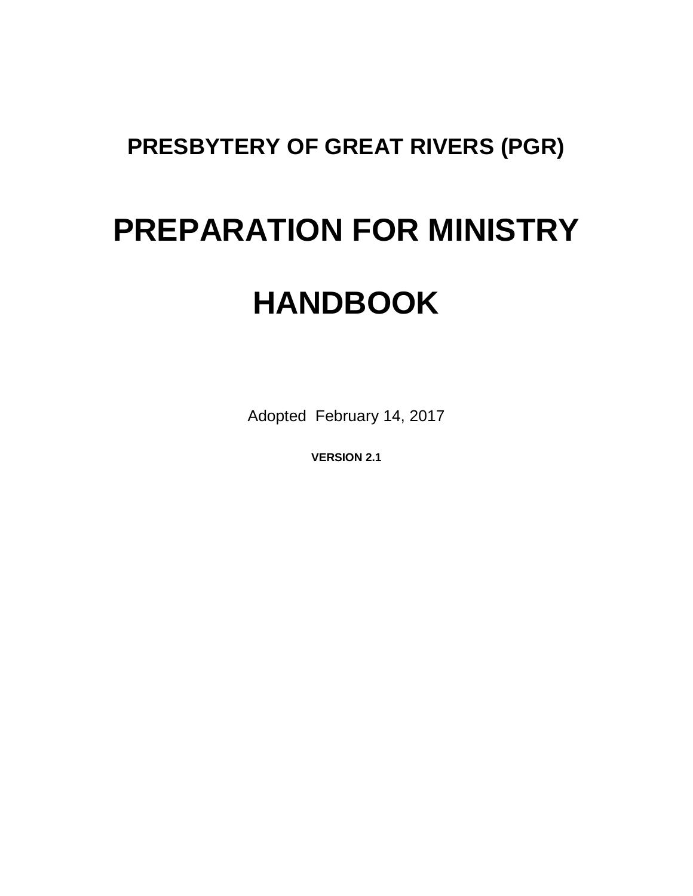## PRESBYTERY OF GREAT RIVERS (PGR)

# PREPARATION FOR MINISTRY

# HANDBOOK

Adopted February 14, 2017

**VERSION 2.1**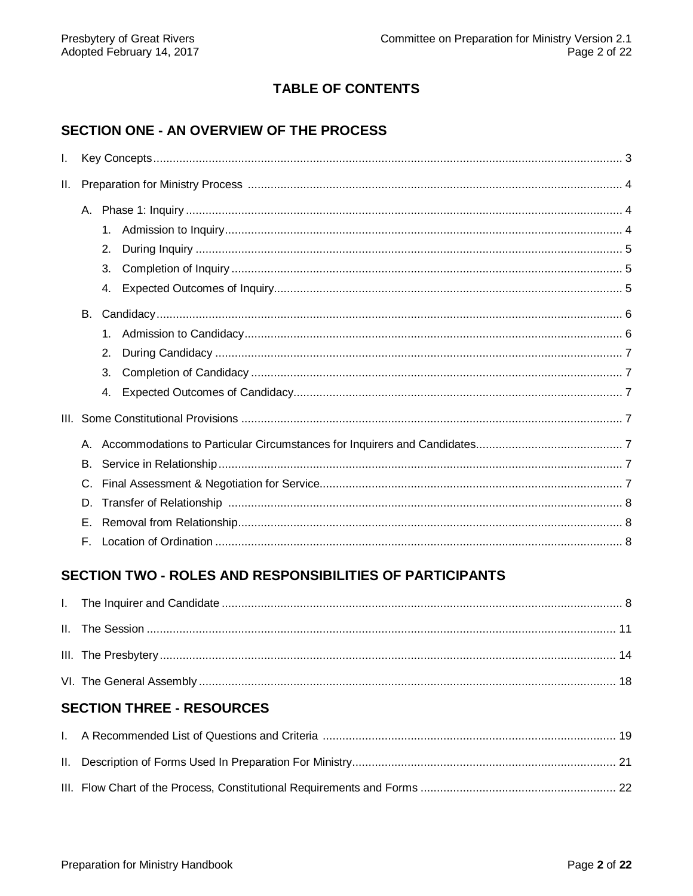# TABLE OF CONTENTS

## SECTION ONE - AN OVERVIEW OF THE PROCESS

I. Key Concepts ... 3

II. Preparation for Ministry Process ... 4

- A. Phase 1: Inquiry ... 4
  1. Admission to Inquiry ... 4
  2. During Inquiry ... 5
  3. Completion of Inquiry ... 5
  4. Expected Outcomes of Inquiry ... 5
- B. Candidacy ... 6
  1. Admission to Candidacy ... 6
  2. During Candidacy ... 7
  3. Completion of Candidacy ... 7
  4. Expected Outcomes of Candidacy ... 7

III. Some Constitutional Provisions ... 7

- A. Accommodations to Particular Circumstances for Inquirers and Candidates ... 7
- B. Service in Relationship ... 7
- C. Final Assessment & Negotiation for Service ... 7
- D. Transfer of Relationship ... 8
- E. Removal from Relationship ... 8
- F. Location of Ordination ... 8

## SECTION TWO - ROLES AND RESPONSIBILITIES OF PARTICIPANTS

I. The Inquirer and Candidate ... 8

II. The Session ... 11

III. The Presbytery ... 14

VI. The General Assembly ... 18

## SECTION THREE - RESOURCES

I. A Recommended List of Questions and Criteria ... 19

II. Description of Forms Used In Preparation For Ministry ... 21

III. Flow Chart of the Process, Constitutional Requirements and Forms ... 22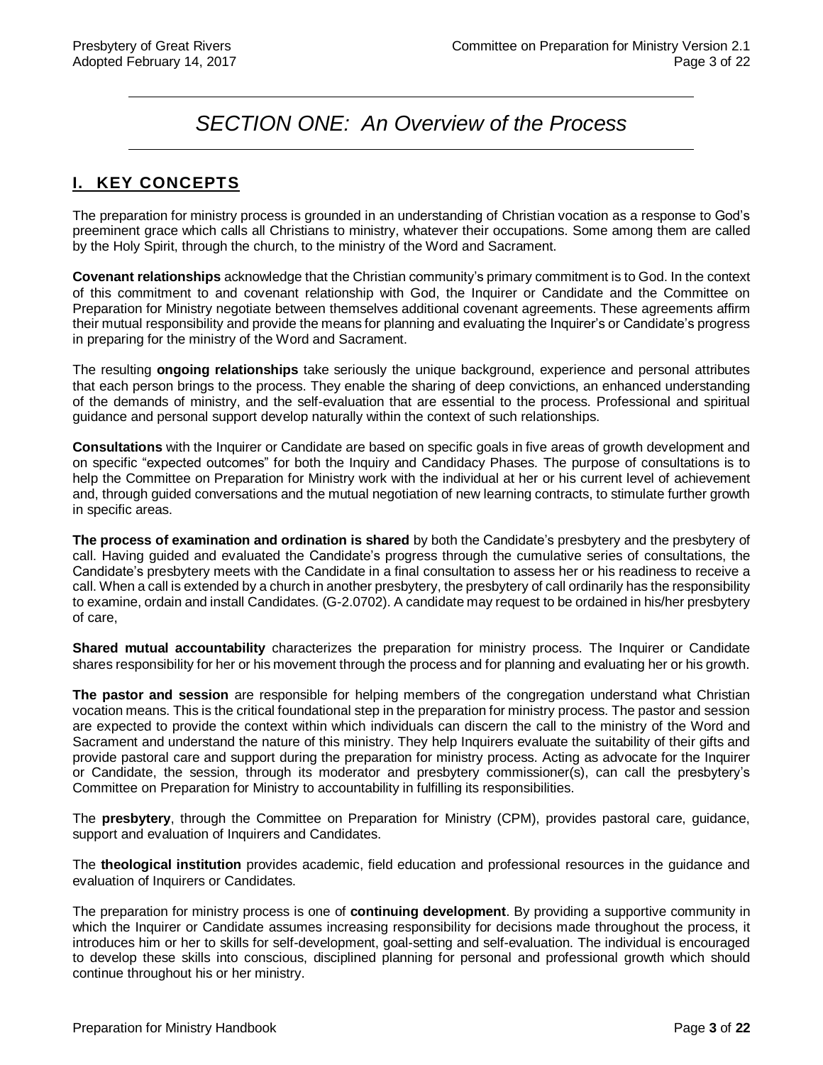# *SECTION ONE: An Overview of the Process*

## I. KEY CONCEPTS

The preparation for ministry process is grounded in an understanding of Christian vocation as a response to God's preeminent grace which calls all Christians to ministry, whatever their occupations. Some among them are called by the Holy Spirit, through the church, to the ministry of the Word and Sacrament.

**Covenant relationships** acknowledge that the Christian community's primary commitment is to God. In the context of this commitment to and covenant relationship with God, the Inquirer or Candidate and the Committee on Preparation for Ministry negotiate between themselves additional covenant agreements. These agreements affirm their mutual responsibility and provide the means for planning and evaluating the Inquirer's or Candidate's progress in preparing for the ministry of the Word and Sacrament.

The resulting **ongoing relationships** take seriously the unique background, experience and personal attributes that each person brings to the process. They enable the sharing of deep convictions, an enhanced understanding of the demands of ministry, and the self-evaluation that are essential to the process. Professional and spiritual guidance and personal support develop naturally within the context of such relationships.

**Consultations** with the Inquirer or Candidate are based on specific goals in five areas of growth development and on specific "expected outcomes" for both the Inquiry and Candidacy Phases. The purpose of consultations is to help the Committee on Preparation for Ministry work with the individual at her or his current level of achievement and, through guided conversations and the mutual negotiation of new learning contracts, to stimulate further growth in specific areas.

**The process of examination and ordination is shared** by both the Candidate's presbytery and the presbytery of call. Having guided and evaluated the Candidate's progress through the cumulative series of consultations, the Candidate's presbytery meets with the Candidate in a final consultation to assess her or his readiness to receive a call. When a call is extended by a church in another presbytery, the presbytery of call ordinarily has the responsibility to examine, ordain and install Candidates. (G-2.0702). A candidate may request to be ordained in his/her presbytery of care,

**Shared mutual accountability** characterizes the preparation for ministry process. The Inquirer or Candidate shares responsibility for her or his movement through the process and for planning and evaluating her or his growth.

**The pastor and session** are responsible for helping members of the congregation understand what Christian vocation means. This is the critical foundational step in the preparation for ministry process. The pastor and session are expected to provide the context within which individuals can discern the call to the ministry of the Word and Sacrament and understand the nature of this ministry. They help Inquirers evaluate the suitability of their gifts and provide pastoral care and support during the preparation for ministry process. Acting as advocate for the Inquirer or Candidate, the session, through its moderator and presbytery commissioner(s), can call the presbytery's Committee on Preparation for Ministry to accountability in fulfilling its responsibilities.

The **presbytery**, through the Committee on Preparation for Ministry (CPM), provides pastoral care, guidance, support and evaluation of Inquirers and Candidates.

The **theological institution** provides academic, field education and professional resources in the guidance and evaluation of Inquirers or Candidates.

The preparation for ministry process is one of **continuing development**. By providing a supportive community in which the Inquirer or Candidate assumes increasing responsibility for decisions made throughout the process, it introduces him or her to skills for self-development, goal-setting and self-evaluation. The individual is encouraged to develop these skills into conscious, disciplined planning for personal and professional growth which should continue throughout his or her ministry.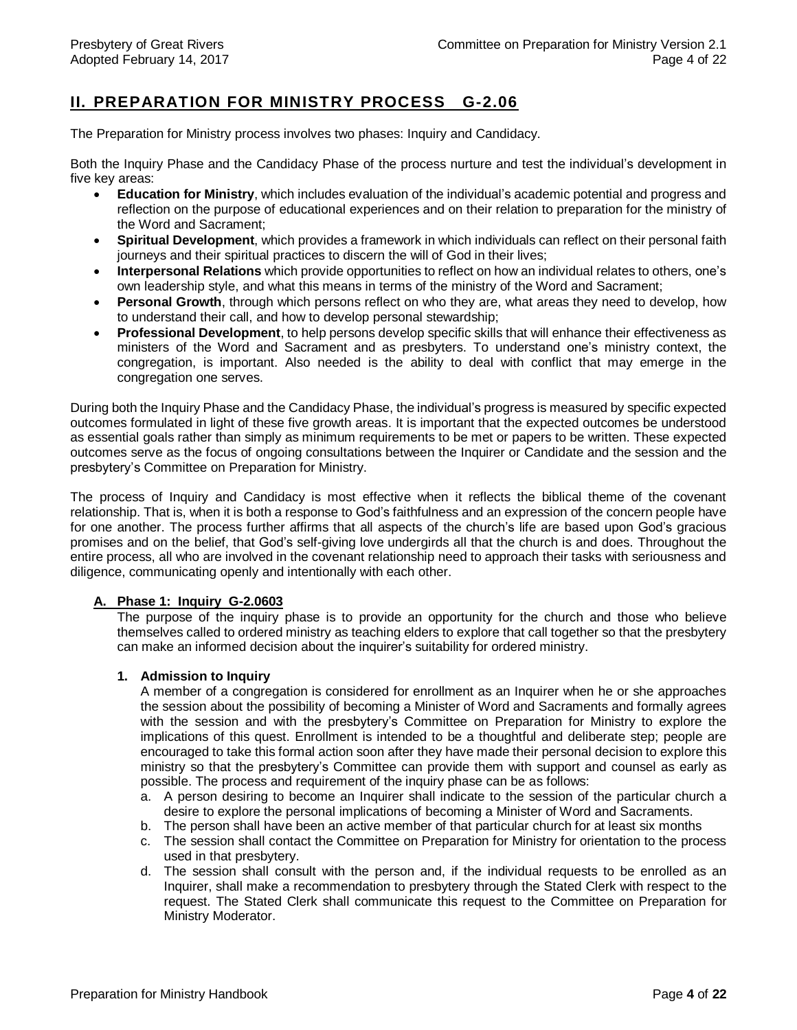## II. PREPARATION FOR MINISTRY PROCESS G-2.06

The Preparation for Ministry process involves two phases: Inquiry and Candidacy.

Both the Inquiry Phase and the Candidacy Phase of the process nurture and test the individual's development in five key areas:

- **Education for Ministry**, which includes evaluation of the individual's academic potential and progress and reflection on the purpose of educational experiences and on their relation to preparation for the ministry of the Word and Sacrament;
- **Spiritual Development**, which provides a framework in which individuals can reflect on their personal faith journeys and their spiritual practices to discern the will of God in their lives;
- **Interpersonal Relations** which provide opportunities to reflect on how an individual relates to others, one's own leadership style, and what this means in terms of the ministry of the Word and Sacrament;
- **Personal Growth**, through which persons reflect on who they are, what areas they need to develop, how to understand their call, and how to develop personal stewardship;
- **Professional Development**, to help persons develop specific skills that will enhance their effectiveness as ministers of the Word and Sacrament and as presbyters. To understand one's ministry context, the congregation, is important. Also needed is the ability to deal with conflict that may emerge in the congregation one serves.

During both the Inquiry Phase and the Candidacy Phase, the individual's progress is measured by specific expected outcomes formulated in light of these five growth areas. It is important that the expected outcomes be understood as essential goals rather than simply as minimum requirements to be met or papers to be written. These expected outcomes serve as the focus of ongoing consultations between the Inquirer or Candidate and the session and the presbytery's Committee on Preparation for Ministry.

The process of Inquiry and Candidacy is most effective when it reflects the biblical theme of the covenant relationship. That is, when it is both a response to God's faithfulness and an expression of the concern people have for one another. The process further affirms that all aspects of the church's life are based upon God's gracious promises and on the belief, that God's self-giving love undergirds all that the church is and does. Throughout the entire process, all who are involved in the covenant relationship need to approach their tasks with seriousness and diligence, communicating openly and intentionally with each other.

### A. Phase 1: Inquiry G-2.0603

The purpose of the inquiry phase is to provide an opportunity for the church and those who believe themselves called to ordered ministry as teaching elders to explore that call together so that the presbytery can make an informed decision about the inquirer's suitability for ordered ministry.

#### 1. Admission to Inquiry

A member of a congregation is considered for enrollment as an Inquirer when he or she approaches the session about the possibility of becoming a Minister of Word and Sacraments and formally agrees with the session and with the presbytery's Committee on Preparation for Ministry to explore the implications of this quest. Enrollment is intended to be a thoughtful and deliberate step; people are encouraged to take this formal action soon after they have made their personal decision to explore this ministry so that the presbytery's Committee can provide them with support and counsel as early as possible. The process and requirement of the inquiry phase can be as follows:

a. A person desiring to become an Inquirer shall indicate to the session of the particular church a desire to explore the personal implications of becoming a Minister of Word and Sacraments.

b. The person shall have been an active member of that particular church for at least six months

c. The session shall contact the Committee on Preparation for Ministry for orientation to the process used in that presbytery.

d. The session shall consult with the person and, if the individual requests to be enrolled as an Inquirer, shall make a recommendation to presbytery through the Stated Clerk with respect to the request. The Stated Clerk shall communicate this request to the Committee on Preparation for Ministry Moderator.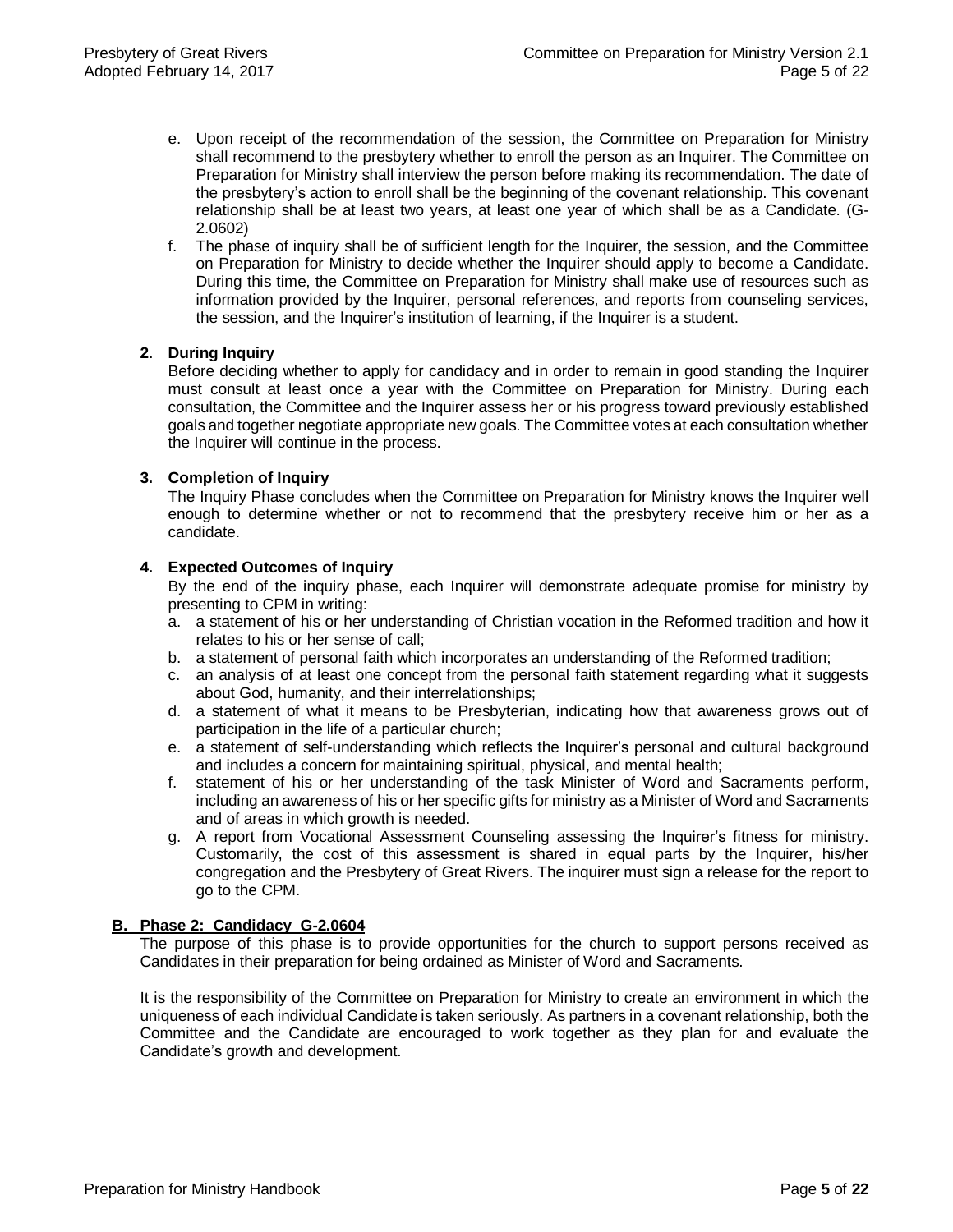e. Upon receipt of the recommendation of the session, the Committee on Preparation for Ministry shall recommend to the presbytery whether to enroll the person as an Inquirer. The Committee on Preparation for Ministry shall interview the person before making its recommendation. The date of the presbytery's action to enroll shall be the beginning of the covenant relationship. This covenant relationship shall be at least two years, at least one year of which shall be as a Candidate. (G-2.0602)
f. The phase of inquiry shall be of sufficient length for the Inquirer, the session, and the Committee on Preparation for Ministry to decide whether the Inquirer should apply to become a Candidate. During this time, the Committee on Preparation for Ministry shall make use of resources such as information provided by the Inquirer, personal references, and reports from counseling services, the session, and the Inquirer's institution of learning, if the Inquirer is a student.

### 2. During Inquiry

Before deciding whether to apply for candidacy and in order to remain in good standing the Inquirer must consult at least once a year with the Committee on Preparation for Ministry. During each consultation, the Committee and the Inquirer assess her or his progress toward previously established goals and together negotiate appropriate new goals. The Committee votes at each consultation whether the Inquirer will continue in the process.

### 3. Completion of Inquiry

The Inquiry Phase concludes when the Committee on Preparation for Ministry knows the Inquirer well enough to determine whether or not to recommend that the presbytery receive him or her as a candidate.

### 4. Expected Outcomes of Inquiry

By the end of the inquiry phase, each Inquirer will demonstrate adequate promise for ministry by presenting to CPM in writing:

a. a statement of his or her understanding of Christian vocation in the Reformed tradition and how it relates to his or her sense of call;
b. a statement of personal faith which incorporates an understanding of the Reformed tradition;
c. an analysis of at least one concept from the personal faith statement regarding what it suggests about God, humanity, and their interrelationships;
d. a statement of what it means to be Presbyterian, indicating how that awareness grows out of participation in the life of a particular church;
e. a statement of self-understanding which reflects the Inquirer's personal and cultural background and includes a concern for maintaining spiritual, physical, and mental health;
f. statement of his or her understanding of the task Minister of Word and Sacraments perform, including an awareness of his or her specific gifts for ministry as a Minister of Word and Sacraments and of areas in which growth is needed.
g. A report from Vocational Assessment Counseling assessing the Inquirer's fitness for ministry. Customarily, the cost of this assessment is shared in equal parts by the Inquirer, his/her congregation and the Presbytery of Great Rivers. The inquirer must sign a release for the report to go to the CPM.

## B. Phase 2: Candidacy G-2.0604

The purpose of this phase is to provide opportunities for the church to support persons received as Candidates in their preparation for being ordained as Minister of Word and Sacraments.

It is the responsibility of the Committee on Preparation for Ministry to create an environment in which the uniqueness of each individual Candidate is taken seriously. As partners in a covenant relationship, both the Committee and the Candidate are encouraged to work together as they plan for and evaluate the Candidate's growth and development.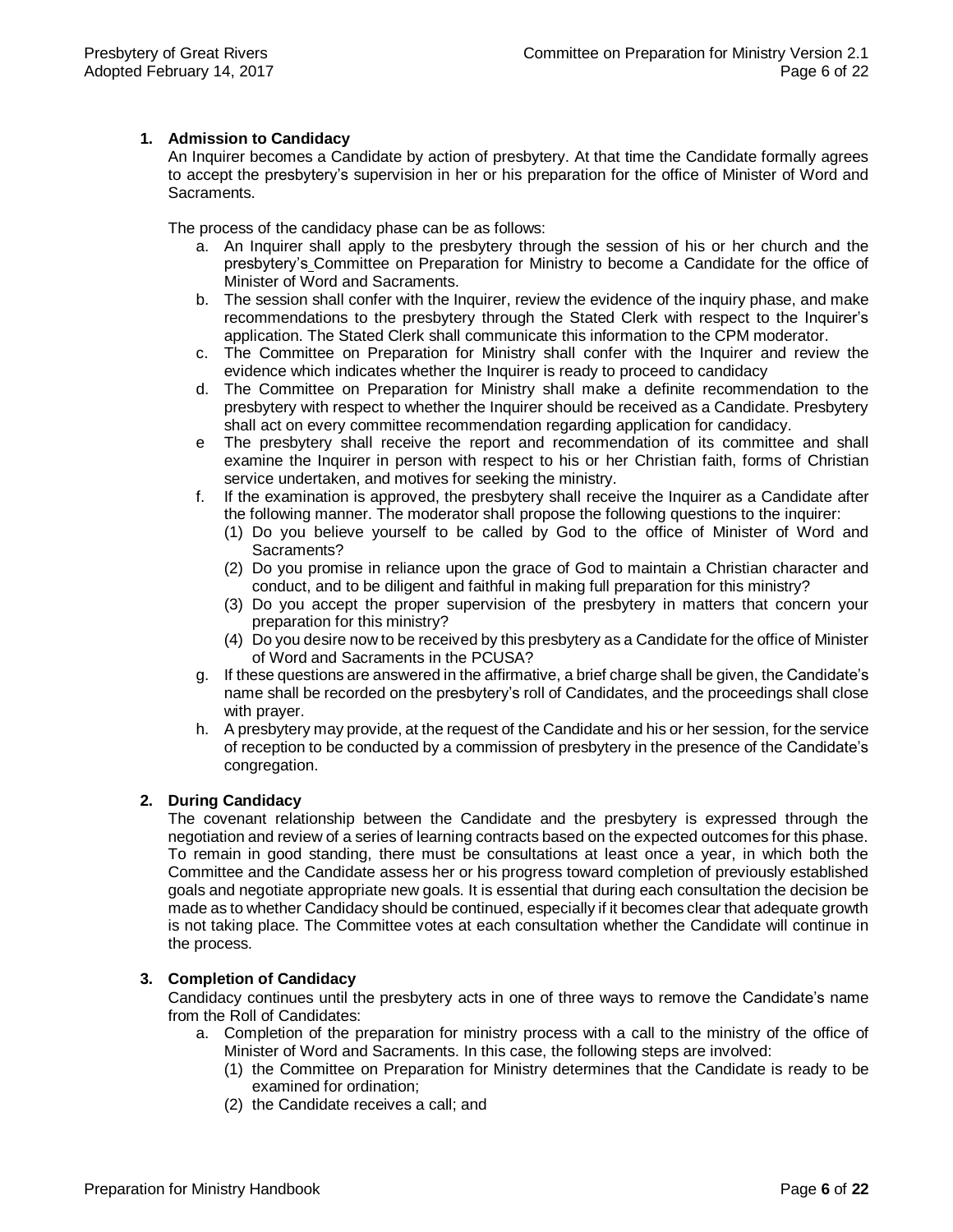### 1. Admission to Candidacy

An Inquirer becomes a Candidate by action of presbytery. At that time the Candidate formally agrees to accept the presbytery's supervision in her or his preparation for the office of Minister of Word and Sacraments.

The process of the candidacy phase can be as follows:

a. An Inquirer shall apply to the presbytery through the session of his or her church and the presbytery's Committee on Preparation for Ministry to become a Candidate for the office of Minister of Word and Sacraments.
b. The session shall confer with the Inquirer, review the evidence of the inquiry phase, and make recommendations to the presbytery through the Stated Clerk with respect to the Inquirer's application. The Stated Clerk shall communicate this information to the CPM moderator.
c. The Committee on Preparation for Ministry shall confer with the Inquirer and review the evidence which indicates whether the Inquirer is ready to proceed to candidacy
d. The Committee on Preparation for Ministry shall make a definite recommendation to the presbytery with respect to whether the Inquirer should be received as a Candidate. Presbytery shall act on every committee recommendation regarding application for candidacy.
e The presbytery shall receive the report and recommendation of its committee and shall examine the Inquirer in person with respect to his or her Christian faith, forms of Christian service undertaken, and motives for seeking the ministry.
f. If the examination is approved, the presbytery shall receive the Inquirer as a Candidate after the following manner. The moderator shall propose the following questions to the inquirer:
   (1) Do you believe yourself to be called by God to the office of Minister of Word and Sacraments?
   (2) Do you promise in reliance upon the grace of God to maintain a Christian character and conduct, and to be diligent and faithful in making full preparation for this ministry?
   (3) Do you accept the proper supervision of the presbytery in matters that concern your preparation for this ministry?
   (4) Do you desire now to be received by this presbytery as a Candidate for the office of Minister of Word and Sacraments in the PCUSA?
g. If these questions are answered in the affirmative, a brief charge shall be given, the Candidate's name shall be recorded on the presbytery's roll of Candidates, and the proceedings shall close with prayer.
h. A presbytery may provide, at the request of the Candidate and his or her session, for the service of reception to be conducted by a commission of presbytery in the presence of the Candidate's congregation.

### 2. During Candidacy

The covenant relationship between the Candidate and the presbytery is expressed through the negotiation and review of a series of learning contracts based on the expected outcomes for this phase. To remain in good standing, there must be consultations at least once a year, in which both the Committee and the Candidate assess her or his progress toward completion of previously established goals and negotiate appropriate new goals. It is essential that during each consultation the decision be made as to whether Candidacy should be continued, especially if it becomes clear that adequate growth is not taking place. The Committee votes at each consultation whether the Candidate will continue in the process.

### 3. Completion of Candidacy

Candidacy continues until the presbytery acts in one of three ways to remove the Candidate's name from the Roll of Candidates:

a. Completion of the preparation for ministry process with a call to the ministry of the office of Minister of Word and Sacraments. In this case, the following steps are involved:
   (1) the Committee on Preparation for Ministry determines that the Candidate is ready to be examined for ordination;
   (2) the Candidate receives a call; and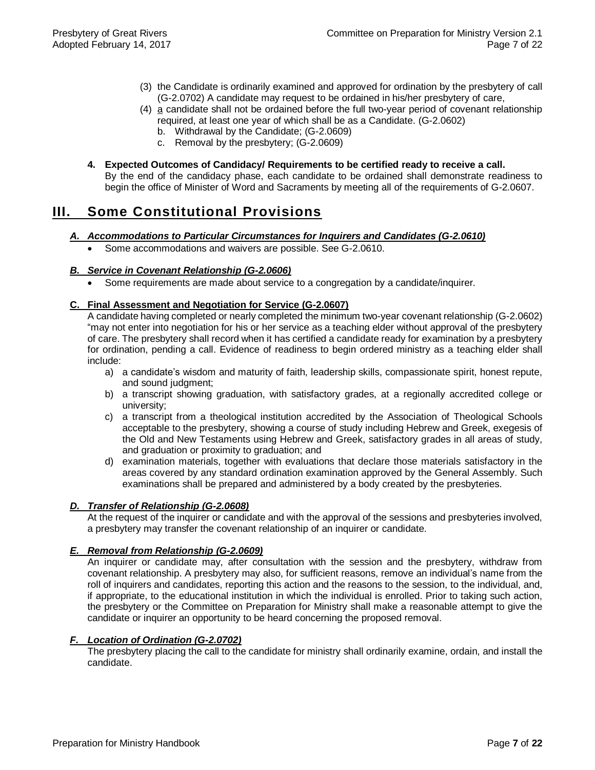(3) the Candidate is ordinarily examined and approved for ordination by the presbytery of call (G-2.0702) A candidate may request to be ordained in his/her presbytery of care,

(4) a candidate shall not be ordained before the full two-year period of covenant relationship required, at least one year of which shall be as a Candidate. (G-2.0602)

b. Withdrawal by the Candidate; (G-2.0609)

c. Removal by the presbytery; (G-2.0609)

**4. Expected Outcomes of Candidacy/ Requirements to be certified ready to receive a call.**

By the end of the candidacy phase, each candidate to be ordained shall demonstrate readiness to begin the office of Minister of Word and Sacraments by meeting all of the requirements of G-2.0607.

# III. Some Constitutional Provisions

### *A. Accommodations to Particular Circumstances for Inquirers and Candidates (G-2.0610)*

- Some accommodations and waivers are possible. See G-2.0610.

### *B. Service in Covenant Relationship (G-2.0606)*

- Some requirements are made about service to a congregation by a candidate/inquirer.

### C. Final Assessment and Negotiation for Service (G-2.0607)

A candidate having completed or nearly completed the minimum two-year covenant relationship (G-2.0602) "may not enter into negotiation for his or her service as a teaching elder without approval of the presbytery of care. The presbytery shall record when it has certified a candidate ready for examination by a presbytery for ordination, pending a call. Evidence of readiness to begin ordered ministry as a teaching elder shall include:

a) a candidate's wisdom and maturity of faith, leadership skills, compassionate spirit, honest repute, and sound judgment;

b) a transcript showing graduation, with satisfactory grades, at a regionally accredited college or university;

c) a transcript from a theological institution accredited by the Association of Theological Schools acceptable to the presbytery, showing a course of study including Hebrew and Greek, exegesis of the Old and New Testaments using Hebrew and Greek, satisfactory grades in all areas of study, and graduation or proximity to graduation; and

d) examination materials, together with evaluations that declare those materials satisfactory in the areas covered by any standard ordination examination approved by the General Assembly. Such examinations shall be prepared and administered by a body created by the presbyteries.

### *D. Transfer of Relationship (G-2.0608)*

At the request of the inquirer or candidate and with the approval of the sessions and presbyteries involved, a presbytery may transfer the covenant relationship of an inquirer or candidate.

### *E. Removal from Relationship (G-2.0609)*

An inquirer or candidate may, after consultation with the session and the presbytery, withdraw from covenant relationship. A presbytery may also, for sufficient reasons, remove an individual's name from the roll of inquirers and candidates, reporting this action and the reasons to the session, to the individual, and, if appropriate, to the educational institution in which the individual is enrolled. Prior to taking such action, the presbytery or the Committee on Preparation for Ministry shall make a reasonable attempt to give the candidate or inquirer an opportunity to be heard concerning the proposed removal.

### *F. Location of Ordination (G-2.0702)*

The presbytery placing the call to the candidate for ministry shall ordinarily examine, ordain, and install the candidate.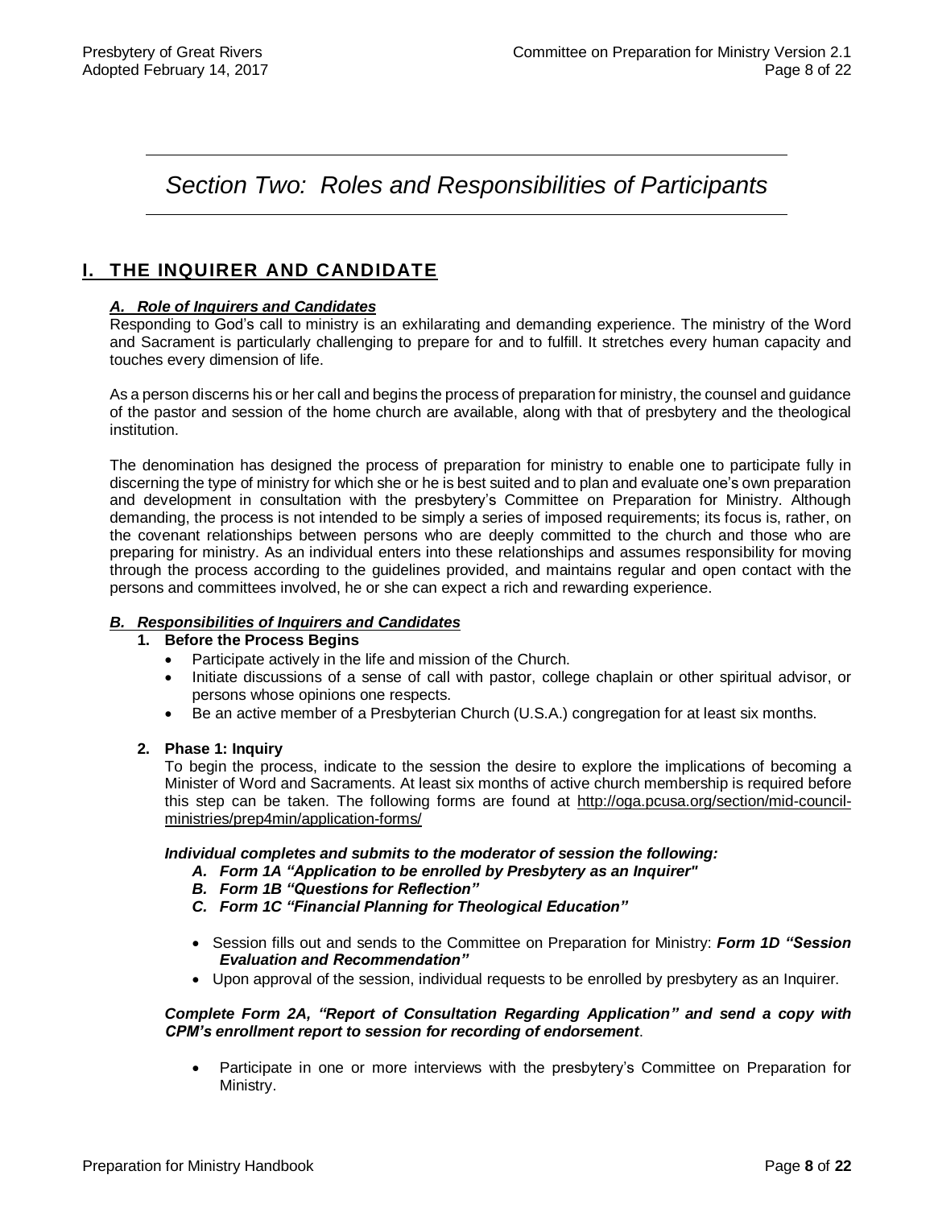# *Section Two: Roles and Responsibilities of Participants*

## I. THE INQUIRER AND CANDIDATE

### *A. Role of Inquirers and Candidates*

Responding to God's call to ministry is an exhilarating and demanding experience. The ministry of the Word and Sacrament is particularly challenging to prepare for and to fulfill. It stretches every human capacity and touches every dimension of life.

As a person discerns his or her call and begins the process of preparation for ministry, the counsel and guidance of the pastor and session of the home church are available, along with that of presbytery and the theological institution.

The denomination has designed the process of preparation for ministry to enable one to participate fully in discerning the type of ministry for which she or he is best suited and to plan and evaluate one's own preparation and development in consultation with the presbytery's Committee on Preparation for Ministry. Although demanding, the process is not intended to be simply a series of imposed requirements; its focus is, rather, on the covenant relationships between persons who are deeply committed to the church and those who are preparing for ministry. As an individual enters into these relationships and assumes responsibility for moving through the process according to the guidelines provided, and maintains regular and open contact with the persons and committees involved, he or she can expect a rich and rewarding experience.

### *B. Responsibilities of Inquirers and Candidates*

**1. Before the Process Begins**

- Participate actively in the life and mission of the Church.
- Initiate discussions of a sense of call with pastor, college chaplain or other spiritual advisor, or persons whose opinions one respects.
- Be an active member of a Presbyterian Church (U.S.A.) congregation for at least six months.

**2. Phase 1: Inquiry**

To begin the process, indicate to the session the desire to explore the implications of becoming a Minister of Word and Sacraments. At least six months of active church membership is required before this step can be taken. The following forms are found at http://oga.pcusa.org/section/mid-council-ministries/prep4min/application-forms/

***Individual completes and submits to the moderator of session the following:***

***A. Form 1A "Application to be enrolled by Presbytery as an Inquirer"***
***B. Form 1B "Questions for Reflection"***
***C. Form 1C "Financial Planning for Theological Education"***

- Session fills out and sends to the Committee on Preparation for Ministry: ***Form 1D "Session Evaluation and Recommendation"***
- Upon approval of the session, individual requests to be enrolled by presbytery as an Inquirer.

***Complete Form 2A, "Report of Consultation Regarding Application" and send a copy with CPM's enrollment report to session for recording of endorsement***.

- Participate in one or more interviews with the presbytery's Committee on Preparation for Ministry.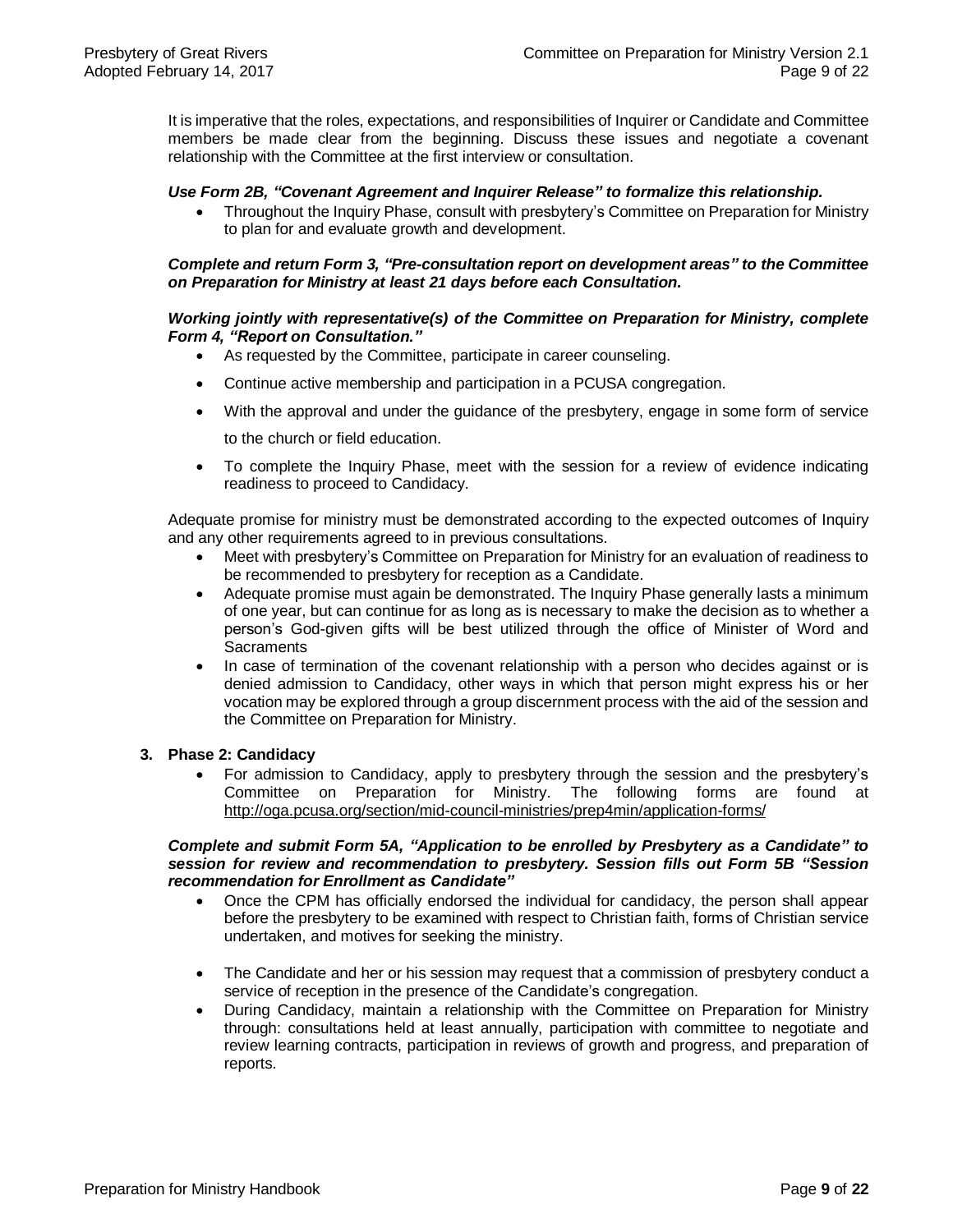It is imperative that the roles, expectations, and responsibilities of Inquirer or Candidate and Committee members be made clear from the beginning. Discuss these issues and negotiate a covenant relationship with the Committee at the first interview or consultation.

***Use Form 2B, "Covenant Agreement and Inquirer Release" to formalize this relationship.***

- Throughout the Inquiry Phase, consult with presbytery's Committee on Preparation for Ministry to plan for and evaluate growth and development.

***Complete and return Form 3, "Pre-consultation report on development areas" to the Committee on Preparation for Ministry at least 21 days before each Consultation.***

***Working jointly with representative(s) of the Committee on Preparation for Ministry, complete Form 4, "Report on Consultation."***

- As requested by the Committee, participate in career counseling.
- Continue active membership and participation in a PCUSA congregation.
- With the approval and under the guidance of the presbytery, engage in some form of service to the church or field education.
- To complete the Inquiry Phase, meet with the session for a review of evidence indicating readiness to proceed to Candidacy.

Adequate promise for ministry must be demonstrated according to the expected outcomes of Inquiry and any other requirements agreed to in previous consultations.

- Meet with presbytery's Committee on Preparation for Ministry for an evaluation of readiness to be recommended to presbytery for reception as a Candidate.
- Adequate promise must again be demonstrated. The Inquiry Phase generally lasts a minimum of one year, but can continue for as long as is necessary to make the decision as to whether a person's God-given gifts will be best utilized through the office of Minister of Word and Sacraments
- In case of termination of the covenant relationship with a person who decides against or is denied admission to Candidacy, other ways in which that person might express his or her vocation may be explored through a group discernment process with the aid of the session and the Committee on Preparation for Ministry.

**3. Phase 2: Candidacy**

- For admission to Candidacy, apply to presbytery through the session and the presbytery's Committee on Preparation for Ministry. The following forms are found at http://oga.pcusa.org/section/mid-council-ministries/prep4min/application-forms/

***Complete and submit Form 5A, "Application to be enrolled by Presbytery as a Candidate" to session for review and recommendation to presbytery. Session fills out Form 5B "Session recommendation for Enrollment as Candidate"***

- Once the CPM has officially endorsed the individual for candidacy, the person shall appear before the presbytery to be examined with respect to Christian faith, forms of Christian service undertaken, and motives for seeking the ministry.
- The Candidate and her or his session may request that a commission of presbytery conduct a service of reception in the presence of the Candidate's congregation.
- During Candidacy, maintain a relationship with the Committee on Preparation for Ministry through: consultations held at least annually, participation with committee to negotiate and review learning contracts, participation in reviews of growth and progress, and preparation of reports.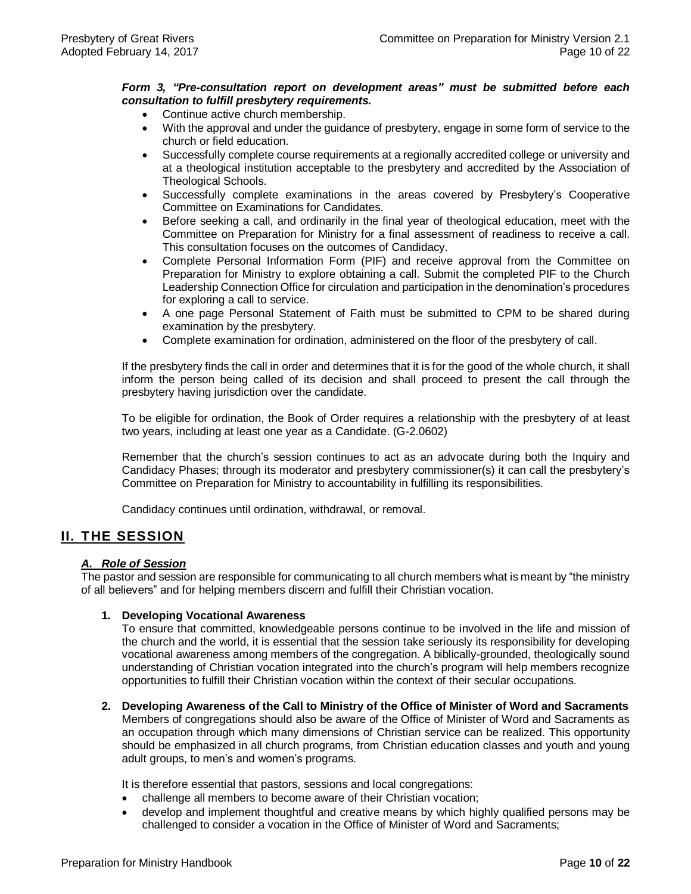***Form 3, "Pre-consultation report on development areas" must be submitted before each consultation to fulfill presbytery requirements.***

- Continue active church membership.
- With the approval and under the guidance of presbytery, engage in some form of service to the church or field education.
- Successfully complete course requirements at a regionally accredited college or university and at a theological institution acceptable to the presbytery and accredited by the Association of Theological Schools.
- Successfully complete examinations in the areas covered by Presbytery's Cooperative Committee on Examinations for Candidates.
- Before seeking a call, and ordinarily in the final year of theological education, meet with the Committee on Preparation for Ministry for a final assessment of readiness to receive a call. This consultation focuses on the outcomes of Candidacy.
- Complete Personal Information Form (PIF) and receive approval from the Committee on Preparation for Ministry to explore obtaining a call. Submit the completed PIF to the Church Leadership Connection Office for circulation and participation in the denomination's procedures for exploring a call to service.
- A one page Personal Statement of Faith must be submitted to CPM to be shared during examination by the presbytery.
- Complete examination for ordination, administered on the floor of the presbytery of call.

If the presbytery finds the call in order and determines that it is for the good of the whole church, it shall inform the person being called of its decision and shall proceed to present the call through the presbytery having jurisdiction over the candidate.

To be eligible for ordination, the Book of Order requires a relationship with the presbytery of at least two years, including at least one year as a Candidate. (G-2.0602)

Remember that the church's session continues to act as an advocate during both the Inquiry and Candidacy Phases; through its moderator and presbytery commissioner(s) it can call the presbytery's Committee on Preparation for Ministry to accountability in fulfilling its responsibilities.

Candidacy continues until ordination, withdrawal, or removal.

## II. THE SESSION

### *A. Role of Session*

The pastor and session are responsible for communicating to all church members what is meant by "the ministry of all believers" and for helping members discern and fulfill their Christian vocation.

#### 1. Developing Vocational Awareness

To ensure that committed, knowledgeable persons continue to be involved in the life and mission of the church and the world, it is essential that the session take seriously its responsibility for developing vocational awareness among members of the congregation. A biblically-grounded, theologically sound understanding of Christian vocation integrated into the church's program will help members recognize opportunities to fulfill their Christian vocation within the context of their secular occupations.

#### 2. Developing Awareness of the Call to Ministry of the Office of Minister of Word and Sacraments

Members of congregations should also be aware of the Office of Minister of Word and Sacraments as an occupation through which many dimensions of Christian service can be realized. This opportunity should be emphasized in all church programs, from Christian education classes and youth and young adult groups, to men's and women's programs.

It is therefore essential that pastors, sessions and local congregations:

- challenge all members to become aware of their Christian vocation;
- develop and implement thoughtful and creative means by which highly qualified persons may be challenged to consider a vocation in the Office of Minister of Word and Sacraments;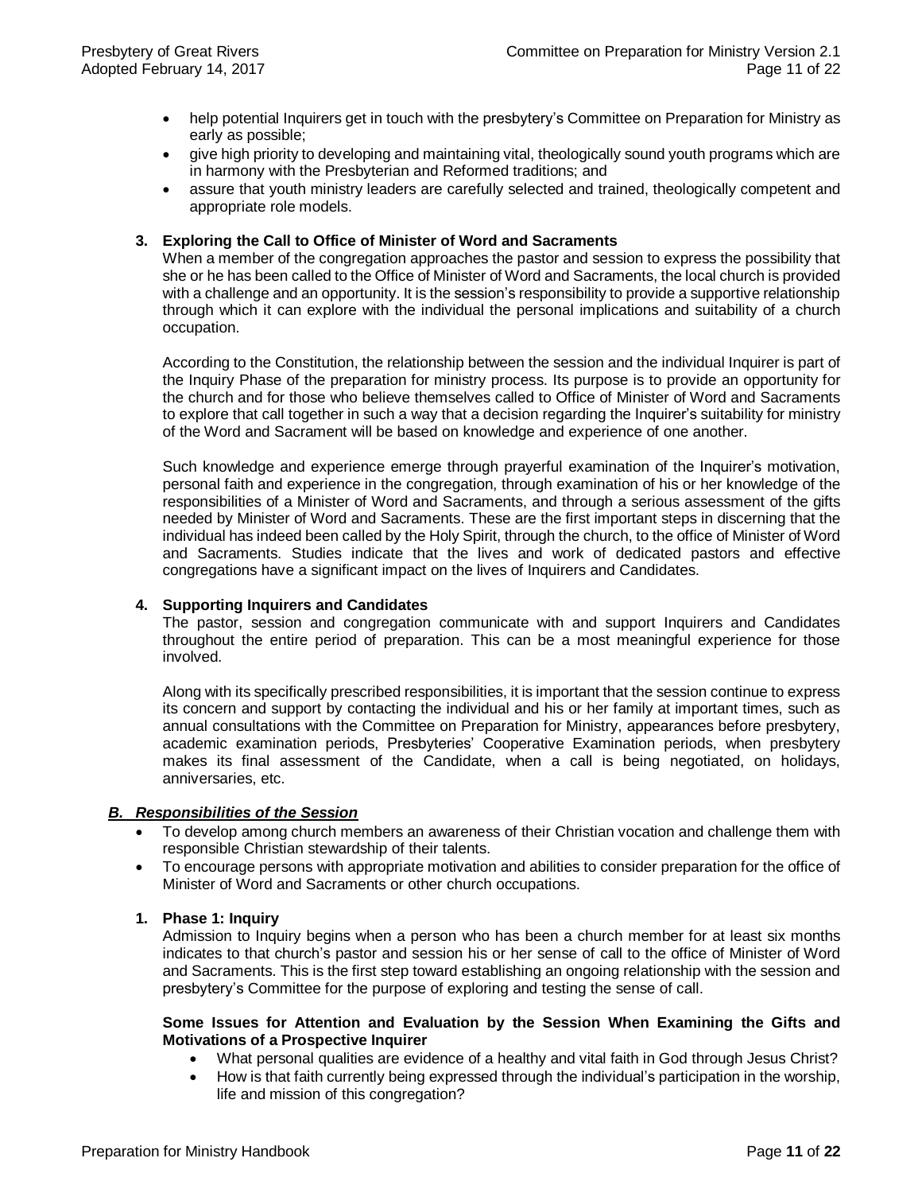- help potential Inquirers get in touch with the presbytery's Committee on Preparation for Ministry as early as possible;
- give high priority to developing and maintaining vital, theologically sound youth programs which are in harmony with the Presbyterian and Reformed traditions; and
- assure that youth ministry leaders are carefully selected and trained, theologically competent and appropriate role models.

### 3. Exploring the Call to Office of Minister of Word and Sacraments

When a member of the congregation approaches the pastor and session to express the possibility that she or he has been called to the Office of Minister of Word and Sacraments, the local church is provided with a challenge and an opportunity. It is the session's responsibility to provide a supportive relationship through which it can explore with the individual the personal implications and suitability of a church occupation.

According to the Constitution, the relationship between the session and the individual Inquirer is part of the Inquiry Phase of the preparation for ministry process. Its purpose is to provide an opportunity for the church and for those who believe themselves called to Office of Minister of Word and Sacraments to explore that call together in such a way that a decision regarding the Inquirer's suitability for ministry of the Word and Sacrament will be based on knowledge and experience of one another.

Such knowledge and experience emerge through prayerful examination of the Inquirer's motivation, personal faith and experience in the congregation, through examination of his or her knowledge of the responsibilities of a Minister of Word and Sacraments, and through a serious assessment of the gifts needed by Minister of Word and Sacraments. These are the first important steps in discerning that the individual has indeed been called by the Holy Spirit, through the church, to the office of Minister of Word and Sacraments. Studies indicate that the lives and work of dedicated pastors and effective congregations have a significant impact on the lives of Inquirers and Candidates.

### 4. Supporting Inquirers and Candidates

The pastor, session and congregation communicate with and support Inquirers and Candidates throughout the entire period of preparation. This can be a most meaningful experience for those involved.

Along with its specifically prescribed responsibilities, it is important that the session continue to express its concern and support by contacting the individual and his or her family at important times, such as annual consultations with the Committee on Preparation for Ministry, appearances before presbytery, academic examination periods, Presbyteries' Cooperative Examination periods, when presbytery makes its final assessment of the Candidate, when a call is being negotiated, on holidays, anniversaries, etc.

## ***B. Responsibilities of the Session***

- To develop among church members an awareness of their Christian vocation and challenge them with responsible Christian stewardship of their talents.
- To encourage persons with appropriate motivation and abilities to consider preparation for the office of Minister of Word and Sacraments or other church occupations.

### 1. Phase 1: Inquiry

Admission to Inquiry begins when a person who has been a church member for at least six months indicates to that church's pastor and session his or her sense of call to the office of Minister of Word and Sacraments. This is the first step toward establishing an ongoing relationship with the session and presbytery's Committee for the purpose of exploring and testing the sense of call.

**Some Issues for Attention and Evaluation by the Session When Examining the Gifts and Motivations of a Prospective Inquirer**

- What personal qualities are evidence of a healthy and vital faith in God through Jesus Christ?
- How is that faith currently being expressed through the individual's participation in the worship, life and mission of this congregation?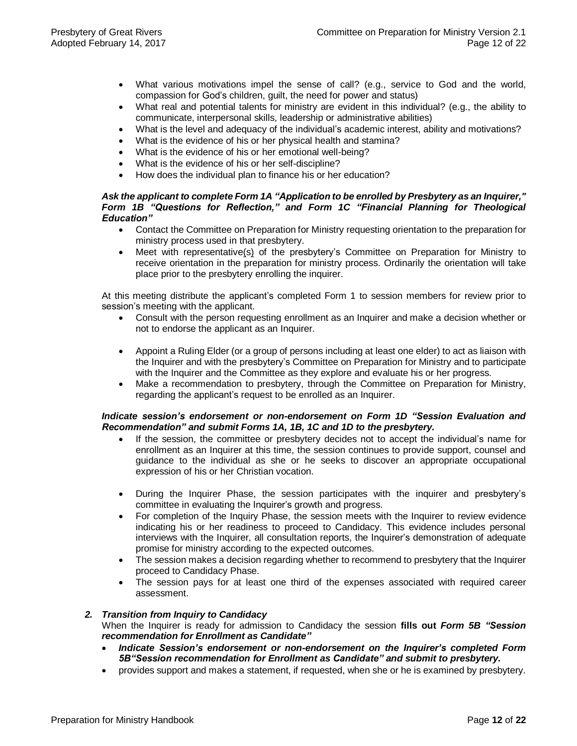- What various motivations impel the sense of call? (e.g., service to God and the world, compassion for God's children, guilt, the need for power and status)
- What real and potential talents for ministry are evident in this individual? (e.g., the ability to communicate, interpersonal skills, leadership or administrative abilities)
- What is the level and adequacy of the individual's academic interest, ability and motivations?
- What is the evidence of his or her physical health and stamina?
- What is the evidence of his or her emotional well-being?
- What is the evidence of his or her self-discipline?
- How does the individual plan to finance his or her education?

***Ask the applicant to complete Form 1A "Application to be enrolled by Presbytery as an Inquirer," Form 1B "Questions for Reflection," and Form 1C "Financial Planning for Theological Education"***

- Contact the Committee on Preparation for Ministry requesting orientation to the preparation for ministry process used in that presbytery.
- Meet with representative(s) of the presbytery's Committee on Preparation for Ministry to receive orientation in the preparation for ministry process. Ordinarily the orientation will take place prior to the presbytery enrolling the inquirer.

At this meeting distribute the applicant's completed Form 1 to session members for review prior to session's meeting with the applicant.

- Consult with the person requesting enrollment as an Inquirer and make a decision whether or not to endorse the applicant as an Inquirer.
- Appoint a Ruling Elder (or a group of persons including at least one elder) to act as liaison with the Inquirer and with the presbytery's Committee on Preparation for Ministry and to participate with the Inquirer and the Committee as they explore and evaluate his or her progress.
- Make a recommendation to presbytery, through the Committee on Preparation for Ministry, regarding the applicant's request to be enrolled as an Inquirer.

***Indicate session's endorsement or non-endorsement on Form 1D "Session Evaluation and Recommendation" and submit Forms 1A, 1B, 1C and 1D to the presbytery.***

- If the session, the committee or presbytery decides not to accept the individual's name for enrollment as an Inquirer at this time, the session continues to provide support, counsel and guidance to the individual as she or he seeks to discover an appropriate occupational expression of his or her Christian vocation.
- During the Inquirer Phase, the session participates with the inquirer and presbytery's committee in evaluating the Inquirer's growth and progress.
- For completion of the Inquiry Phase, the session meets with the Inquirer to review evidence indicating his or her readiness to proceed to Candidacy. This evidence includes personal interviews with the Inquirer, all consultation reports, the Inquirer's demonstration of adequate promise for ministry according to the expected outcomes.
- The session makes a decision regarding whether to recommend to presbytery that the Inquirer proceed to Candidacy Phase.
- The session pays for at least one third of the expenses associated with required career assessment.

### *2. Transition from Inquiry to Candidacy*

When the Inquirer is ready for admission to Candidacy the session **fills out** ***Form 5B "Session recommendation for Enrollment as Candidate"***

- ***Indicate Session's endorsement or non-endorsement on the Inquirer's completed Form 5B"Session recommendation for Enrollment as Candidate" and submit to presbytery.***
- provides support and makes a statement, if requested, when she or he is examined by presbytery.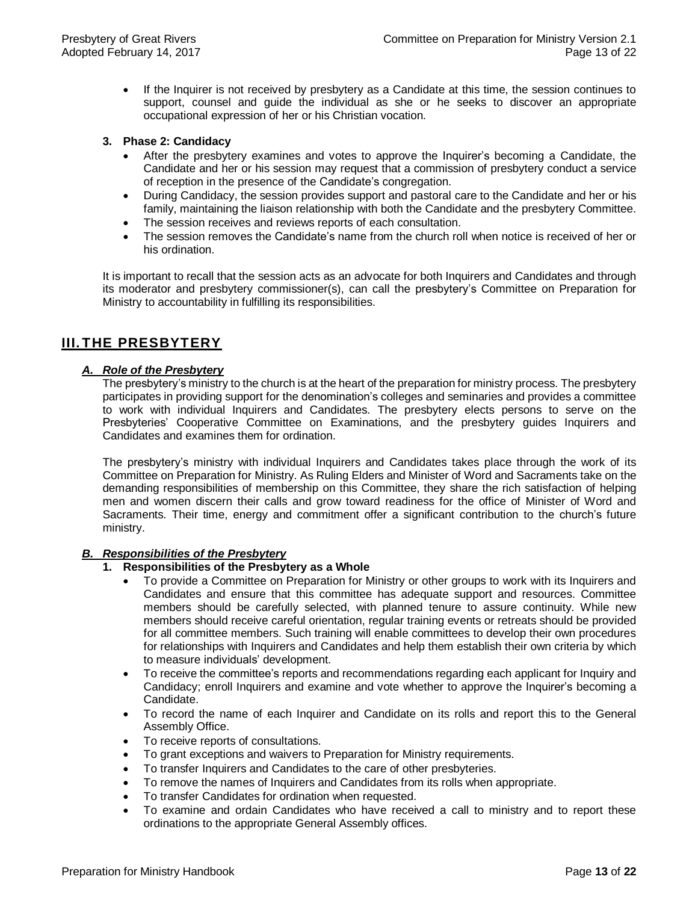- If the Inquirer is not received by presbytery as a Candidate at this time, the session continues to support, counsel and guide the individual as she or he seeks to discover an appropriate occupational expression of her or his Christian vocation.

**3. Phase 2: Candidacy**

- After the presbytery examines and votes to approve the Inquirer's becoming a Candidate, the Candidate and her or his session may request that a commission of presbytery conduct a service of reception in the presence of the Candidate's congregation.
- During Candidacy, the session provides support and pastoral care to the Candidate and her or his family, maintaining the liaison relationship with both the Candidate and the presbytery Committee.
- The session receives and reviews reports of each consultation.
- The session removes the Candidate's name from the church roll when notice is received of her or his ordination.

It is important to recall that the session acts as an advocate for both Inquirers and Candidates and through its moderator and presbytery commissioner(s), can call the presbytery's Committee on Preparation for Ministry to accountability in fulfilling its responsibilities.

## III. THE PRESBYTERY

### *A. Role of the Presbytery*

The presbytery's ministry to the church is at the heart of the preparation for ministry process. The presbytery participates in providing support for the denomination's colleges and seminaries and provides a committee to work with individual Inquirers and Candidates. The presbytery elects persons to serve on the Presbyteries' Cooperative Committee on Examinations, and the presbytery guides Inquirers and Candidates and examines them for ordination.

The presbytery's ministry with individual Inquirers and Candidates takes place through the work of its Committee on Preparation for Ministry. As Ruling Elders and Minister of Word and Sacraments take on the demanding responsibilities of membership on this Committee, they share the rich satisfaction of helping men and women discern their calls and grow toward readiness for the office of Minister of Word and Sacraments. Their time, energy and commitment offer a significant contribution to the church's future ministry.

### *B. Responsibilities of the Presbytery*

**1. Responsibilities of the Presbytery as a Whole**

- To provide a Committee on Preparation for Ministry or other groups to work with its Inquirers and Candidates and ensure that this committee has adequate support and resources. Committee members should be carefully selected, with planned tenure to assure continuity. While new members should receive careful orientation, regular training events or retreats should be provided for all committee members. Such training will enable committees to develop their own procedures for relationships with Inquirers and Candidates and help them establish their own criteria by which to measure individuals' development.
- To receive the committee's reports and recommendations regarding each applicant for Inquiry and Candidacy; enroll Inquirers and examine and vote whether to approve the Inquirer's becoming a Candidate.
- To record the name of each Inquirer and Candidate on its rolls and report this to the General Assembly Office.
- To receive reports of consultations.
- To grant exceptions and waivers to Preparation for Ministry requirements.
- To transfer Inquirers and Candidates to the care of other presbyteries.
- To remove the names of Inquirers and Candidates from its rolls when appropriate.
- To transfer Candidates for ordination when requested.
- To examine and ordain Candidates who have received a call to ministry and to report these ordinations to the appropriate General Assembly offices.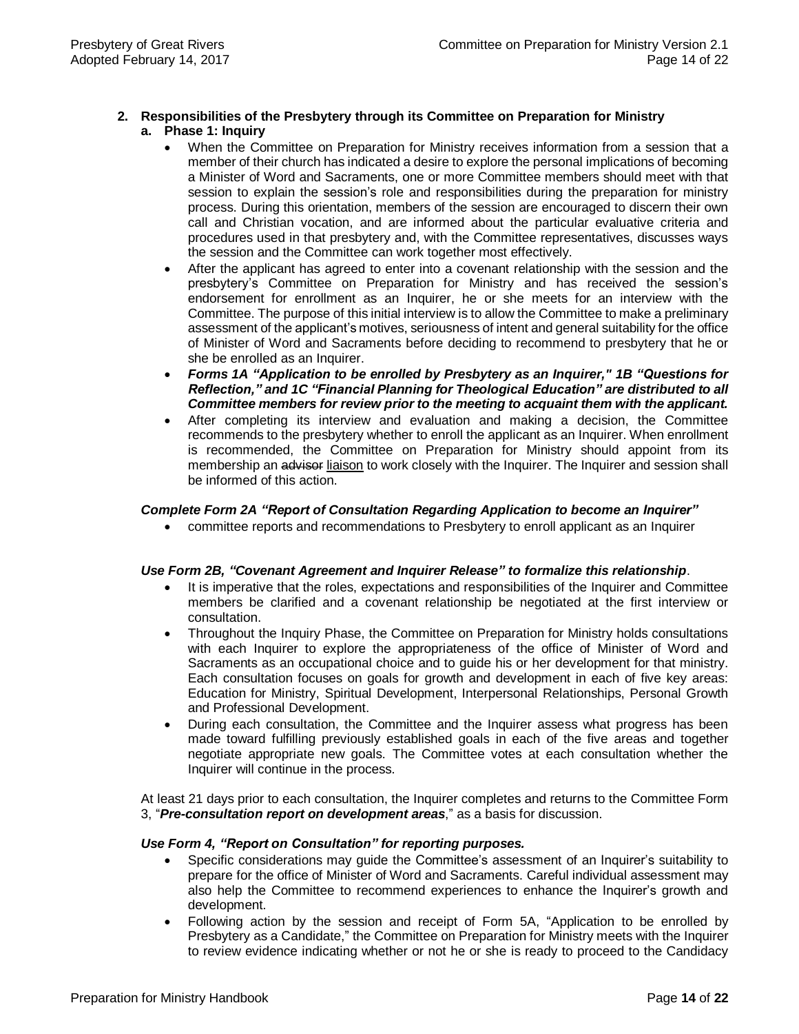## 2. Responsibilities of the Presbytery through its Committee on Preparation for Ministry

### a. Phase 1: Inquiry

- When the Committee on Preparation for Ministry receives information from a session that a member of their church has indicated a desire to explore the personal implications of becoming a Minister of Word and Sacraments, one or more Committee members should meet with that session to explain the session's role and responsibilities during the preparation for ministry process. During this orientation, members of the session are encouraged to discern their own call and Christian vocation, and are informed about the particular evaluative criteria and procedures used in that presbytery and, with the Committee representatives, discusses ways the session and the Committee can work together most effectively.
- After the applicant has agreed to enter into a covenant relationship with the session and the presbytery's Committee on Preparation for Ministry and has received the session's endorsement for enrollment as an Inquirer, he or she meets for an interview with the Committee. The purpose of this initial interview is to allow the Committee to make a preliminary assessment of the applicant's motives, seriousness of intent and general suitability for the office of Minister of Word and Sacraments before deciding to recommend to presbytery that he or she be enrolled as an Inquirer.
- ***Forms 1A "Application to be enrolled by Presbytery as an Inquirer," 1B "Questions for Reflection," and 1C "Financial Planning for Theological Education" are distributed to all Committee members for review prior to the meeting to acquaint them with the applicant.***
- After completing its interview and evaluation and making a decision, the Committee recommends to the presbytery whether to enroll the applicant as an Inquirer. When enrollment is recommended, the Committee on Preparation for Ministry should appoint from its membership an ~~advisor~~ <u>liaison</u> to work closely with the Inquirer. The Inquirer and session shall be informed of this action.

***Complete Form 2A "Report of Consultation Regarding Application to become an Inquirer"***

- committee reports and recommendations to Presbytery to enroll applicant as an Inquirer

***Use Form 2B, "Covenant Agreement and Inquirer Release" to formalize this relationship***.

- It is imperative that the roles, expectations and responsibilities of the Inquirer and Committee members be clarified and a covenant relationship be negotiated at the first interview or consultation.
- Throughout the Inquiry Phase, the Committee on Preparation for Ministry holds consultations with each Inquirer to explore the appropriateness of the office of Minister of Word and Sacraments as an occupational choice and to guide his or her development for that ministry. Each consultation focuses on goals for growth and development in each of five key areas: Education for Ministry, Spiritual Development, Interpersonal Relationships, Personal Growth and Professional Development.
- During each consultation, the Committee and the Inquirer assess what progress has been made toward fulfilling previously established goals in each of the five areas and together negotiate appropriate new goals. The Committee votes at each consultation whether the Inquirer will continue in the process.

At least 21 days prior to each consultation, the Inquirer completes and returns to the Committee Form 3, "***Pre-consultation report on development areas***," as a basis for discussion.

***Use Form 4, "Report on Consultation" for reporting purposes.***

- Specific considerations may guide the Committee's assessment of an Inquirer's suitability to prepare for the office of Minister of Word and Sacraments. Careful individual assessment may also help the Committee to recommend experiences to enhance the Inquirer's growth and development.
- Following action by the session and receipt of Form 5A, "Application to be enrolled by Presbytery as a Candidate," the Committee on Preparation for Ministry meets with the Inquirer to review evidence indicating whether or not he or she is ready to proceed to the Candidacy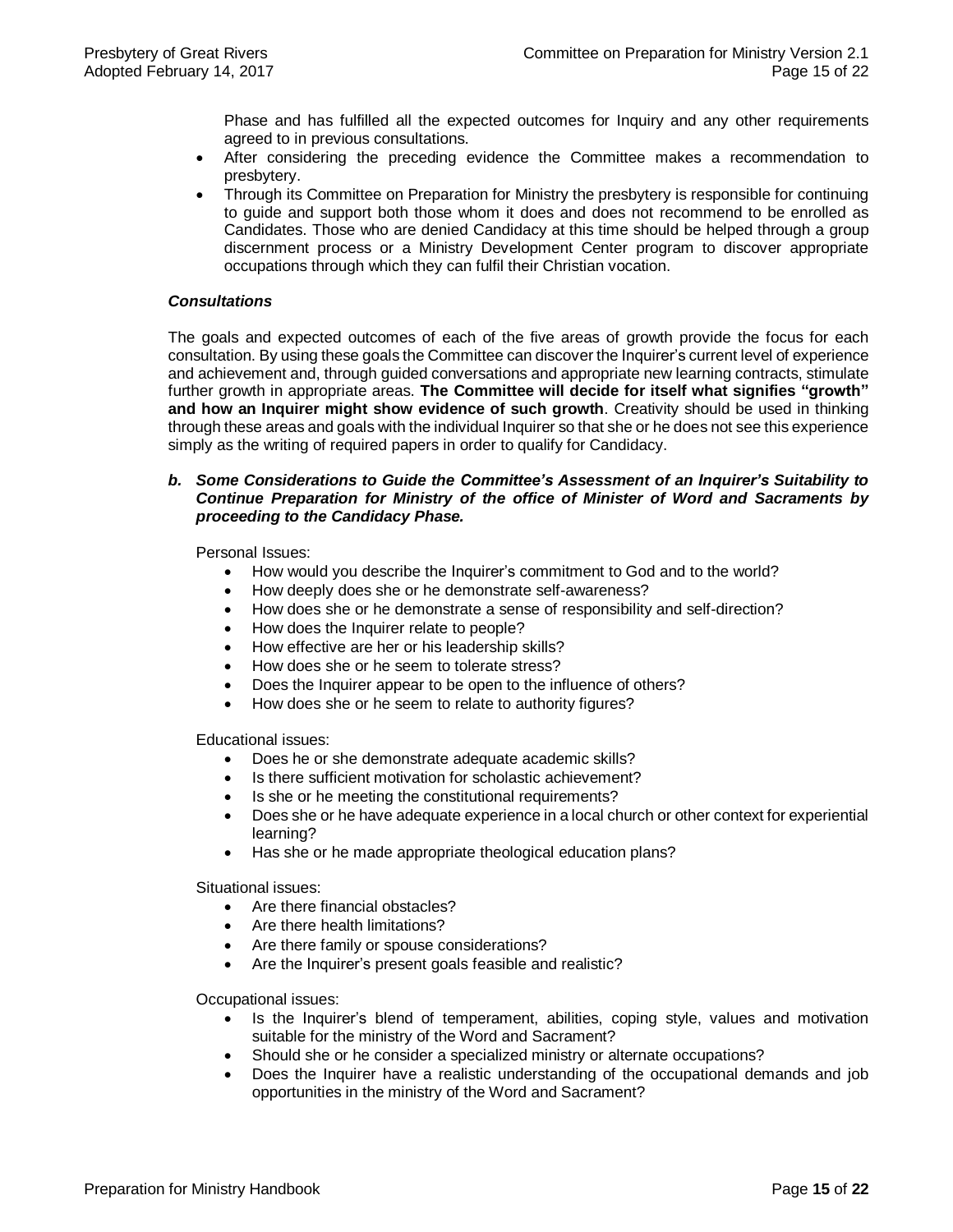Phase and has fulfilled all the expected outcomes for Inquiry and any other requirements agreed to in previous consultations.

- After considering the preceding evidence the Committee makes a recommendation to presbytery.
- Through its Committee on Preparation for Ministry the presbytery is responsible for continuing to guide and support both those whom it does and does not recommend to be enrolled as Candidates. Those who are denied Candidacy at this time should be helped through a group discernment process or a Ministry Development Center program to discover appropriate occupations through which they can fulfil their Christian vocation.

***Consultations***

The goals and expected outcomes of each of the five areas of growth provide the focus for each consultation. By using these goals the Committee can discover the Inquirer's current level of experience and achievement and, through guided conversations and appropriate new learning contracts, stimulate further growth in appropriate areas. **The Committee will decide for itself what signifies "growth" and how an Inquirer might show evidence of such growth**. Creativity should be used in thinking through these areas and goals with the individual Inquirer so that she or he does not see this experience simply as the writing of required papers in order to qualify for Candidacy.

***b. Some Considerations to Guide the Committee's Assessment of an Inquirer's Suitability to Continue Preparation for Ministry of the office of Minister of Word and Sacraments by proceeding to the Candidacy Phase.***

Personal Issues:

- How would you describe the Inquirer's commitment to God and to the world?
- How deeply does she or he demonstrate self-awareness?
- How does she or he demonstrate a sense of responsibility and self-direction?
- How does the Inquirer relate to people?
- How effective are her or his leadership skills?
- How does she or he seem to tolerate stress?
- Does the Inquirer appear to be open to the influence of others?
- How does she or he seem to relate to authority figures?

Educational issues:

- Does he or she demonstrate adequate academic skills?
- Is there sufficient motivation for scholastic achievement?
- Is she or he meeting the constitutional requirements?
- Does she or he have adequate experience in a local church or other context for experiential learning?
- Has she or he made appropriate theological education plans?

Situational issues:

- Are there financial obstacles?
- Are there health limitations?
- Are there family or spouse considerations?
- Are the Inquirer's present goals feasible and realistic?

Occupational issues:

- Is the Inquirer's blend of temperament, abilities, coping style, values and motivation suitable for the ministry of the Word and Sacrament?
- Should she or he consider a specialized ministry or alternate occupations?
- Does the Inquirer have a realistic understanding of the occupational demands and job opportunities in the ministry of the Word and Sacrament?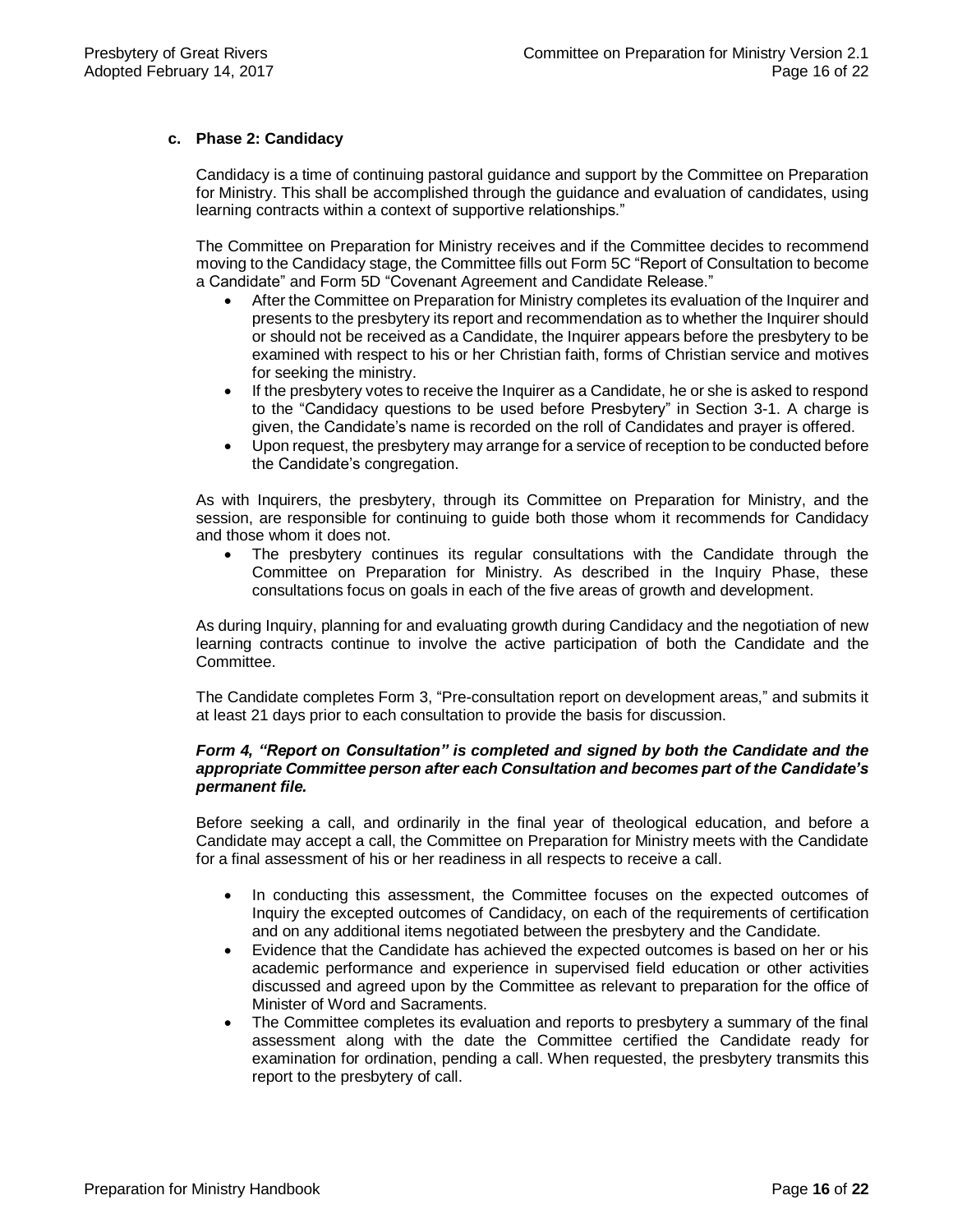### c. Phase 2: Candidacy

Candidacy is a time of continuing pastoral guidance and support by the Committee on Preparation for Ministry. This shall be accomplished through the guidance and evaluation of candidates, using learning contracts within a context of supportive relationships."

The Committee on Preparation for Ministry receives and if the Committee decides to recommend moving to the Candidacy stage, the Committee fills out Form 5C "Report of Consultation to become a Candidate" and Form 5D "Covenant Agreement and Candidate Release."

- After the Committee on Preparation for Ministry completes its evaluation of the Inquirer and presents to the presbytery its report and recommendation as to whether the Inquirer should or should not be received as a Candidate, the Inquirer appears before the presbytery to be examined with respect to his or her Christian faith, forms of Christian service and motives for seeking the ministry.
- If the presbytery votes to receive the Inquirer as a Candidate, he or she is asked to respond to the "Candidacy questions to be used before Presbytery" in Section 3-1. A charge is given, the Candidate's name is recorded on the roll of Candidates and prayer is offered.
- Upon request, the presbytery may arrange for a service of reception to be conducted before the Candidate's congregation.

As with Inquirers, the presbytery, through its Committee on Preparation for Ministry, and the session, are responsible for continuing to guide both those whom it recommends for Candidacy and those whom it does not.

- The presbytery continues its regular consultations with the Candidate through the Committee on Preparation for Ministry. As described in the Inquiry Phase, these consultations focus on goals in each of the five areas of growth and development.

As during Inquiry, planning for and evaluating growth during Candidacy and the negotiation of new learning contracts continue to involve the active participation of both the Candidate and the Committee.

The Candidate completes Form 3, "Pre-consultation report on development areas," and submits it at least 21 days prior to each consultation to provide the basis for discussion.

***Form 4, "Report on Consultation" is completed and signed by both the Candidate and the appropriate Committee person after each Consultation and becomes part of the Candidate's permanent file.***

Before seeking a call, and ordinarily in the final year of theological education, and before a Candidate may accept a call, the Committee on Preparation for Ministry meets with the Candidate for a final assessment of his or her readiness in all respects to receive a call.

- In conducting this assessment, the Committee focuses on the expected outcomes of Inquiry the excepted outcomes of Candidacy, on each of the requirements of certification and on any additional items negotiated between the presbytery and the Candidate.
- Evidence that the Candidate has achieved the expected outcomes is based on her or his academic performance and experience in supervised field education or other activities discussed and agreed upon by the Committee as relevant to preparation for the office of Minister of Word and Sacraments.
- The Committee completes its evaluation and reports to presbytery a summary of the final assessment along with the date the Committee certified the Candidate ready for examination for ordination, pending a call. When requested, the presbytery transmits this report to the presbytery of call.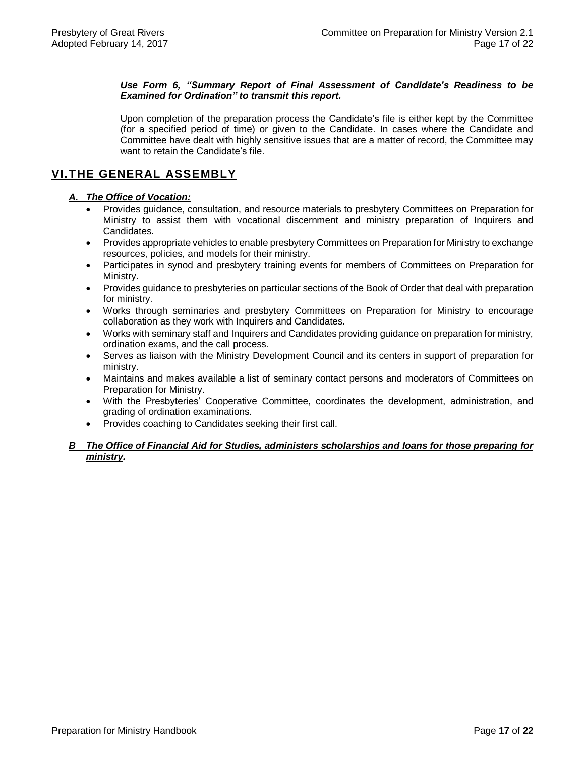***Use Form 6, "Summary Report of Final Assessment of Candidate's Readiness to be Examined for Ordination" to transmit this report.***

Upon completion of the preparation process the Candidate's file is either kept by the Committee (for a specified period of time) or given to the Candidate. In cases where the Candidate and Committee have dealt with highly sensitive issues that are a matter of record, the Committee may want to retain the Candidate's file.

## VI. THE GENERAL ASSEMBLY

### *A. The Office of Vocation:*

- Provides guidance, consultation, and resource materials to presbytery Committees on Preparation for Ministry to assist them with vocational discernment and ministry preparation of Inquirers and Candidates.
- Provides appropriate vehicles to enable presbytery Committees on Preparation for Ministry to exchange resources, policies, and models for their ministry.
- Participates in synod and presbytery training events for members of Committees on Preparation for Ministry.
- Provides guidance to presbyteries on particular sections of the Book of Order that deal with preparation for ministry.
- Works through seminaries and presbytery Committees on Preparation for Ministry to encourage collaboration as they work with Inquirers and Candidates.
- Works with seminary staff and Inquirers and Candidates providing guidance on preparation for ministry, ordination exams, and the call process.
- Serves as liaison with the Ministry Development Council and its centers in support of preparation for ministry.
- Maintains and makes available a list of seminary contact persons and moderators of Committees on Preparation for Ministry.
- With the Presbyteries' Cooperative Committee, coordinates the development, administration, and grading of ordination examinations.
- Provides coaching to Candidates seeking their first call.

### *B The Office of Financial Aid for Studies, administers scholarships and loans for those preparing for ministry.*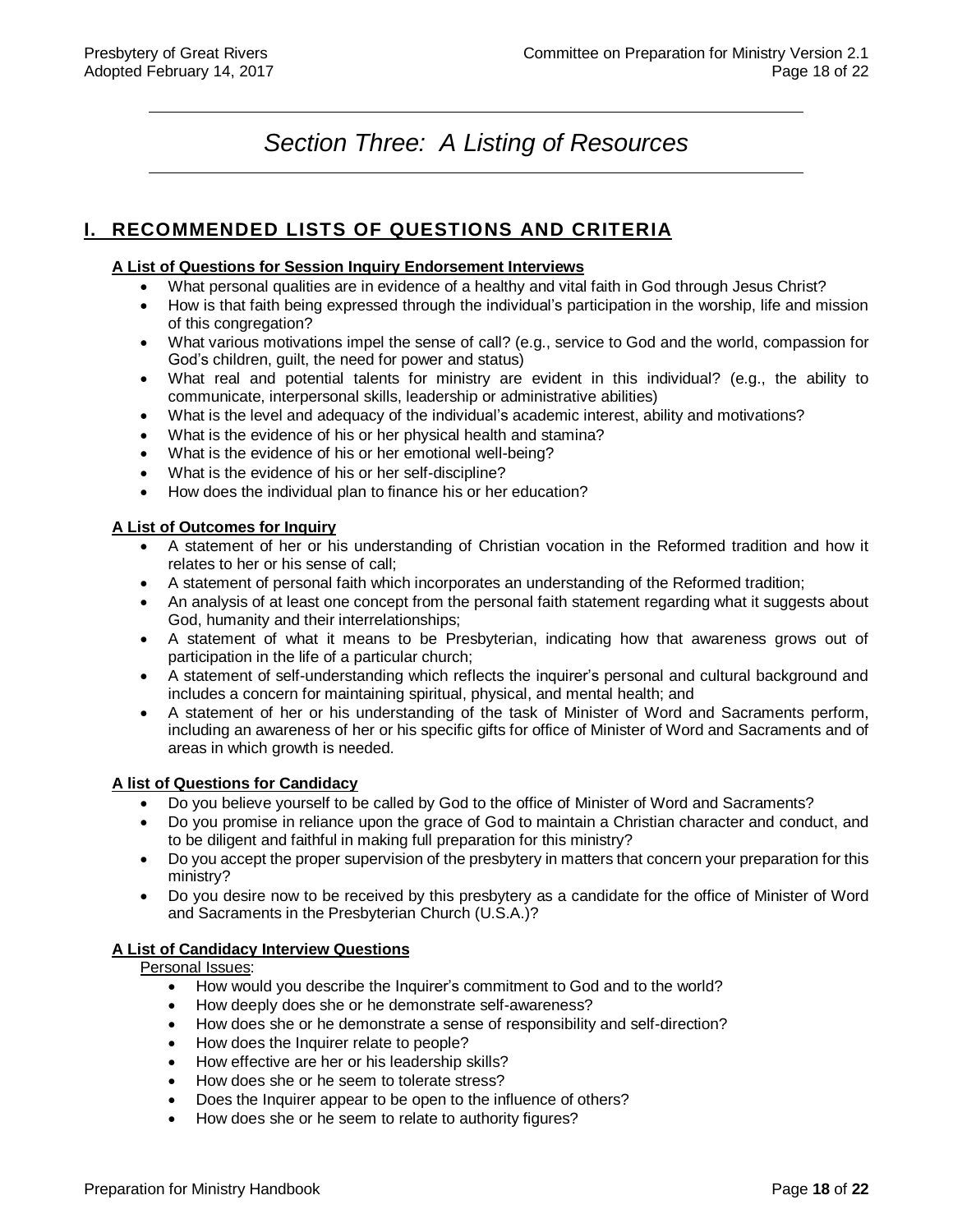# *Section Three: A Listing of Resources*

## I. RECOMMENDED LISTS OF QUESTIONS AND CRITERIA

**A List of Questions for Session Inquiry Endorsement Interviews**

- What personal qualities are in evidence of a healthy and vital faith in God through Jesus Christ?
- How is that faith being expressed through the individual's participation in the worship, life and mission of this congregation?
- What various motivations impel the sense of call? (e.g., service to God and the world, compassion for God's children, guilt, the need for power and status)
- What real and potential talents for ministry are evident in this individual? (e.g., the ability to communicate, interpersonal skills, leadership or administrative abilities)
- What is the level and adequacy of the individual's academic interest, ability and motivations?
- What is the evidence of his or her physical health and stamina?
- What is the evidence of his or her emotional well-being?
- What is the evidence of his or her self-discipline?
- How does the individual plan to finance his or her education?

**A List of Outcomes for Inquiry**

- A statement of her or his understanding of Christian vocation in the Reformed tradition and how it relates to her or his sense of call;
- A statement of personal faith which incorporates an understanding of the Reformed tradition;
- An analysis of at least one concept from the personal faith statement regarding what it suggests about God, humanity and their interrelationships;
- A statement of what it means to be Presbyterian, indicating how that awareness grows out of participation in the life of a particular church;
- A statement of self-understanding which reflects the inquirer's personal and cultural background and includes a concern for maintaining spiritual, physical, and mental health; and
- A statement of her or his understanding of the task of Minister of Word and Sacraments perform, including an awareness of her or his specific gifts for office of Minister of Word and Sacraments and of areas in which growth is needed.

**A list of Questions for Candidacy**

- Do you believe yourself to be called by God to the office of Minister of Word and Sacraments?
- Do you promise in reliance upon the grace of God to maintain a Christian character and conduct, and to be diligent and faithful in making full preparation for this ministry?
- Do you accept the proper supervision of the presbytery in matters that concern your preparation for this ministry?
- Do you desire now to be received by this presbytery as a candidate for the office of Minister of Word and Sacraments in the Presbyterian Church (U.S.A.)?

**A List of Candidacy Interview Questions**

Personal Issues:

- How would you describe the Inquirer's commitment to God and to the world?
- How deeply does she or he demonstrate self-awareness?
- How does she or he demonstrate a sense of responsibility and self-direction?
- How does the Inquirer relate to people?
- How effective are her or his leadership skills?
- How does she or he seem to tolerate stress?
- Does the Inquirer appear to be open to the influence of others?
- How does she or he seem to relate to authority figures?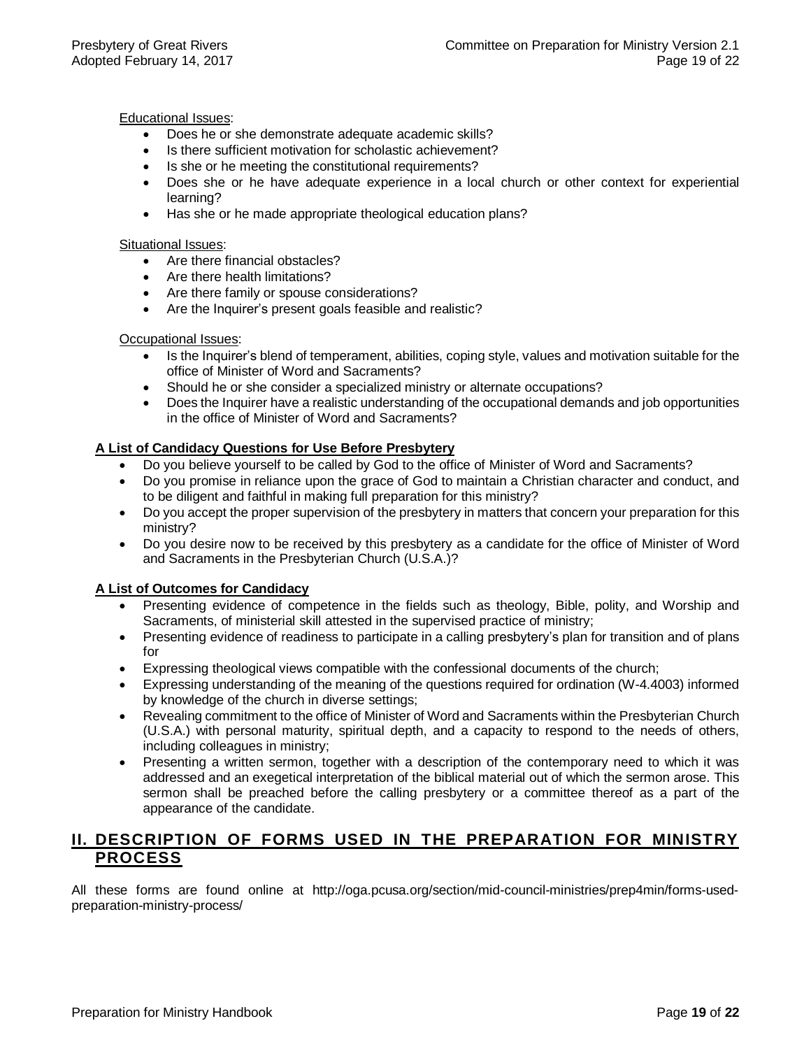Educational Issues:

- Does he or she demonstrate adequate academic skills?
- Is there sufficient motivation for scholastic achievement?
- Is she or he meeting the constitutional requirements?
- Does she or he have adequate experience in a local church or other context for experiential learning?
- Has she or he made appropriate theological education plans?

Situational Issues:

- Are there financial obstacles?
- Are there health limitations?
- Are there family or spouse considerations?
- Are the Inquirer's present goals feasible and realistic?

Occupational Issues:

- Is the Inquirer's blend of temperament, abilities, coping style, values and motivation suitable for the office of Minister of Word and Sacraments?
- Should he or she consider a specialized ministry or alternate occupations?
- Does the Inquirer have a realistic understanding of the occupational demands and job opportunities in the office of Minister of Word and Sacraments?

**A List of Candidacy Questions for Use Before Presbytery**

- Do you believe yourself to be called by God to the office of Minister of Word and Sacraments?
- Do you promise in reliance upon the grace of God to maintain a Christian character and conduct, and to be diligent and faithful in making full preparation for this ministry?
- Do you accept the proper supervision of the presbytery in matters that concern your preparation for this ministry?
- Do you desire now to be received by this presbytery as a candidate for the office of Minister of Word and Sacraments in the Presbyterian Church (U.S.A.)?

**A List of Outcomes for Candidacy**

- Presenting evidence of competence in the fields such as theology, Bible, polity, and Worship and Sacraments, of ministerial skill attested in the supervised practice of ministry;
- Presenting evidence of readiness to participate in a calling presbytery's plan for transition and of plans for
- Expressing theological views compatible with the confessional documents of the church;
- Expressing understanding of the meaning of the questions required for ordination (W-4.4003) informed by knowledge of the church in diverse settings;
- Revealing commitment to the office of Minister of Word and Sacraments within the Presbyterian Church (U.S.A.) with personal maturity, spiritual depth, and a capacity to respond to the needs of others, including colleagues in ministry;
- Presenting a written sermon, together with a description of the contemporary need to which it was addressed and an exegetical interpretation of the biblical material out of which the sermon arose. This sermon shall be preached before the calling presbytery or a committee thereof as a part of the appearance of the candidate.

## II. DESCRIPTION OF FORMS USED IN THE PREPARATION FOR MINISTRY PROCESS

All these forms are found online at http://oga.pcusa.org/section/mid-council-ministries/prep4min/forms-used-preparation-ministry-process/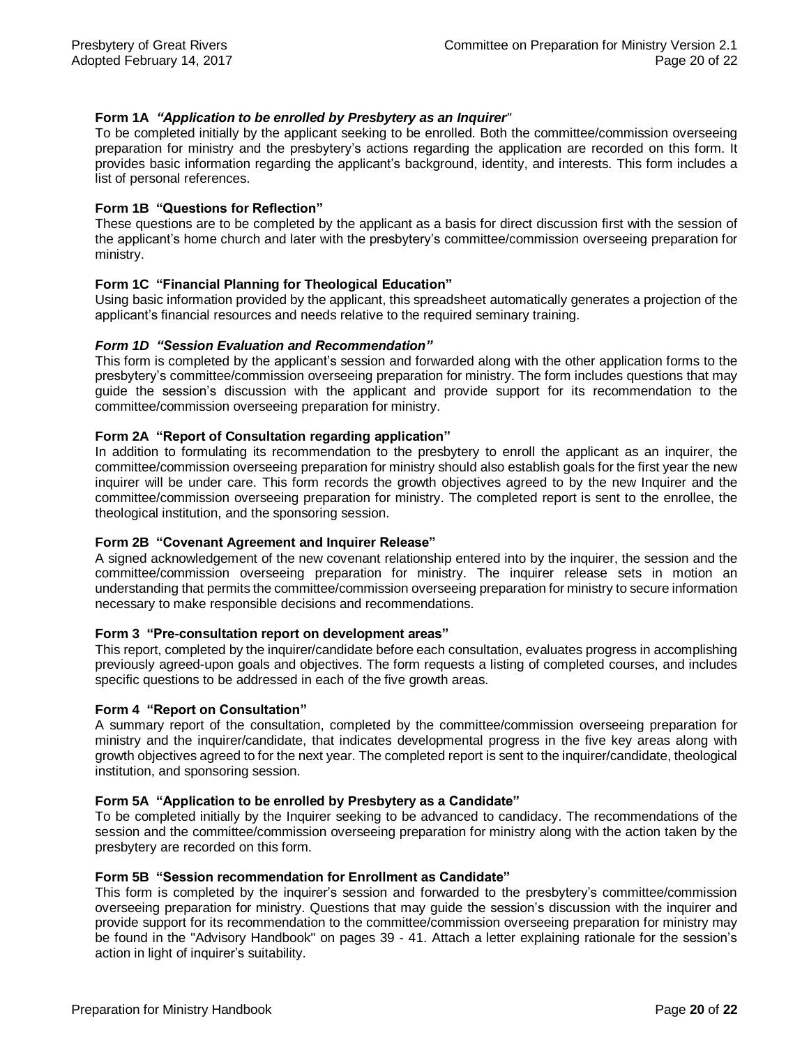**Form 1A** ***"Application to be enrolled by Presbytery as an Inquirer"***

To be completed initially by the applicant seeking to be enrolled. Both the committee/commission overseeing preparation for ministry and the presbytery's actions regarding the application are recorded on this form. It provides basic information regarding the applicant's background, identity, and interests. This form includes a list of personal references.

**Form 1B "Questions for Reflection"**

These questions are to be completed by the applicant as a basis for direct discussion first with the session of the applicant's home church and later with the presbytery's committee/commission overseeing preparation for ministry.

**Form 1C "Financial Planning for Theological Education"**

Using basic information provided by the applicant, this spreadsheet automatically generates a projection of the applicant's financial resources and needs relative to the required seminary training.

***Form 1D "Session Evaluation and Recommendation"***

This form is completed by the applicant's session and forwarded along with the other application forms to the presbytery's committee/commission overseeing preparation for ministry. The form includes questions that may guide the session's discussion with the applicant and provide support for its recommendation to the committee/commission overseeing preparation for ministry.

**Form 2A "Report of Consultation regarding application"**

In addition to formulating its recommendation to the presbytery to enroll the applicant as an inquirer, the committee/commission overseeing preparation for ministry should also establish goals for the first year the new inquirer will be under care. This form records the growth objectives agreed to by the new Inquirer and the committee/commission overseeing preparation for ministry. The completed report is sent to the enrollee, the theological institution, and the sponsoring session.

**Form 2B "Covenant Agreement and Inquirer Release"**

A signed acknowledgement of the new covenant relationship entered into by the inquirer, the session and the committee/commission overseeing preparation for ministry. The inquirer release sets in motion an understanding that permits the committee/commission overseeing preparation for ministry to secure information necessary to make responsible decisions and recommendations.

**Form 3 "Pre-consultation report on development areas"**

This report, completed by the inquirer/candidate before each consultation, evaluates progress in accomplishing previously agreed-upon goals and objectives. The form requests a listing of completed courses, and includes specific questions to be addressed in each of the five growth areas.

**Form 4 "Report on Consultation"**

A summary report of the consultation, completed by the committee/commission overseeing preparation for ministry and the inquirer/candidate, that indicates developmental progress in the five key areas along with growth objectives agreed to for the next year. The completed report is sent to the inquirer/candidate, theological institution, and sponsoring session.

**Form 5A "Application to be enrolled by Presbytery as a Candidate"**

To be completed initially by the Inquirer seeking to be advanced to candidacy. The recommendations of the session and the committee/commission overseeing preparation for ministry along with the action taken by the presbytery are recorded on this form.

**Form 5B "Session recommendation for Enrollment as Candidate"**

This form is completed by the inquirer's session and forwarded to the presbytery's committee/commission overseeing preparation for ministry. Questions that may guide the session's discussion with the inquirer and provide support for its recommendation to the committee/commission overseeing preparation for ministry may be found in the "Advisory Handbook" on pages 39 - 41. Attach a letter explaining rationale for the session's action in light of inquirer's suitability.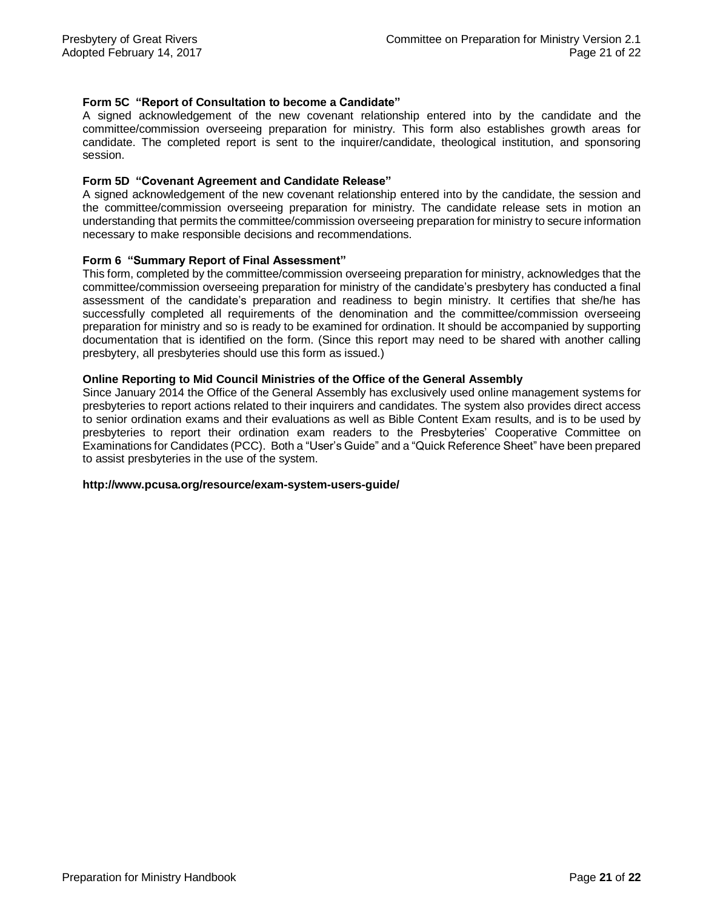### Form 5C "Report of Consultation to become a Candidate"

A signed acknowledgement of the new covenant relationship entered into by the candidate and the committee/commission overseeing preparation for ministry. This form also establishes growth areas for candidate. The completed report is sent to the inquirer/candidate, theological institution, and sponsoring session.

### Form 5D "Covenant Agreement and Candidate Release"

A signed acknowledgement of the new covenant relationship entered into by the candidate, the session and the committee/commission overseeing preparation for ministry. The candidate release sets in motion an understanding that permits the committee/commission overseeing preparation for ministry to secure information necessary to make responsible decisions and recommendations.

### Form 6 "Summary Report of Final Assessment"

This form, completed by the committee/commission overseeing preparation for ministry, acknowledges that the committee/commission overseeing preparation for ministry of the candidate's presbytery has conducted a final assessment of the candidate's preparation and readiness to begin ministry. It certifies that she/he has successfully completed all requirements of the denomination and the committee/commission overseeing preparation for ministry and so is ready to be examined for ordination. It should be accompanied by supporting documentation that is identified on the form. (Since this report may need to be shared with another calling presbytery, all presbyteries should use this form as issued.)

### Online Reporting to Mid Council Ministries of the Office of the General Assembly

Since January 2014 the Office of the General Assembly has exclusively used online management systems for presbyteries to report actions related to their inquirers and candidates. The system also provides direct access to senior ordination exams and their evaluations as well as Bible Content Exam results, and is to be used by presbyteries to report their ordination exam readers to the Presbyteries' Cooperative Committee on Examinations for Candidates (PCC). Both a "User's Guide" and a "Quick Reference Sheet" have been prepared to assist presbyteries in the use of the system.

**http://www.pcusa.org/resource/exam-system-users-guide/**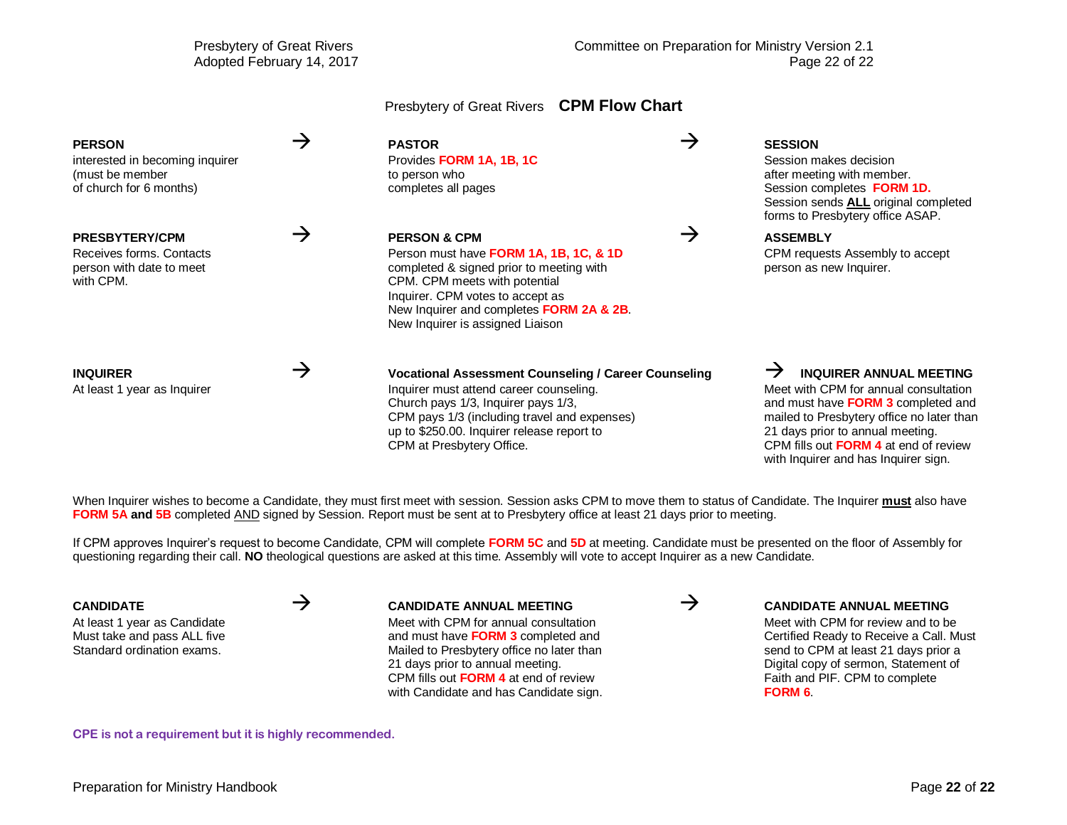Presbytery of Great Rivers **CPM Flow Chart**

| | | | | |
|---|---|---|---|---|
| **PERSON**<br>interested in becoming inquirer (must be member of church for 6 months) | → | **PASTOR**<br>Provides **FORM 1A, 1B, 1C** to person who completes all pages | → | **SESSION**<br>Session makes decision after meeting with member. Session completes **FORM 1D.** Session sends **ALL** original completed forms to Presbytery office ASAP. |
| **PRESBYTERY/CPM**<br>Receives forms. Contacts person with date to meet with CPM. | → | **PERSON & CPM**<br>Person must have **FORM 1A, 1B, 1C, & 1D** completed & signed prior to meeting with CPM. CPM meets with potential Inquirer. CPM votes to accept as New Inquirer and completes **FORM 2A & 2B**. New Inquirer is assigned Liaison | → | **ASSEMBLY**<br>CPM requests Assembly to accept person as new Inquirer. |
| **INQUIRER**<br>At least 1 year as Inquirer | → | **Vocational Assessment Counseling / Career Counseling**<br>Inquirer must attend career counseling. Church pays 1/3, Inquirer pays 1/3, CPM pays 1/3 (including travel and expenses) up to $250.00. Inquirer release report to CPM at Presbytery Office. | → | **INQUIRER ANNUAL MEETING**<br>Meet with CPM for annual consultation and must have **FORM 3** completed and mailed to Presbytery office no later than 21 days prior to annual meeting. CPM fills out **FORM 4** at end of review with Inquirer and has Inquirer sign. |

When Inquirer wishes to become a Candidate, they must first meet with session. Session asks CPM to move them to status of Candidate. The Inquirer **must** also have **FORM 5A and 5B** completed AND signed by Session. Report must be sent at to Presbytery office at least 21 days prior to meeting.

If CPM approves Inquirer's request to become Candidate, CPM will complete **FORM 5C** and **5D** at meeting. Candidate must be presented on the floor of Assembly for questioning regarding their call. **NO** theological questions are asked at this time. Assembly will vote to accept Inquirer as a new Candidate.

| | | | | |
|---|---|---|---|---|
| **CANDIDATE**<br>At least 1 year as Candidate Must take and pass ALL five Standard ordination exams. | → | **CANDIDATE ANNUAL MEETING**<br>Meet with CPM for annual consultation and must have **FORM 3** completed and Mailed to Presbytery office no later than 21 days prior to annual meeting. CPM fills out **FORM 4** at end of review with Candidate and has Candidate sign. | → | **CANDIDATE ANNUAL MEETING**<br>Meet with CPM for review and to be Certified Ready to Receive a Call. Must send to CPM at least 21 days prior a Digital copy of sermon, Statement of Faith and PIF. CPM to complete **FORM 6**. |

**CPE is not a requirement but it is highly recommended.**